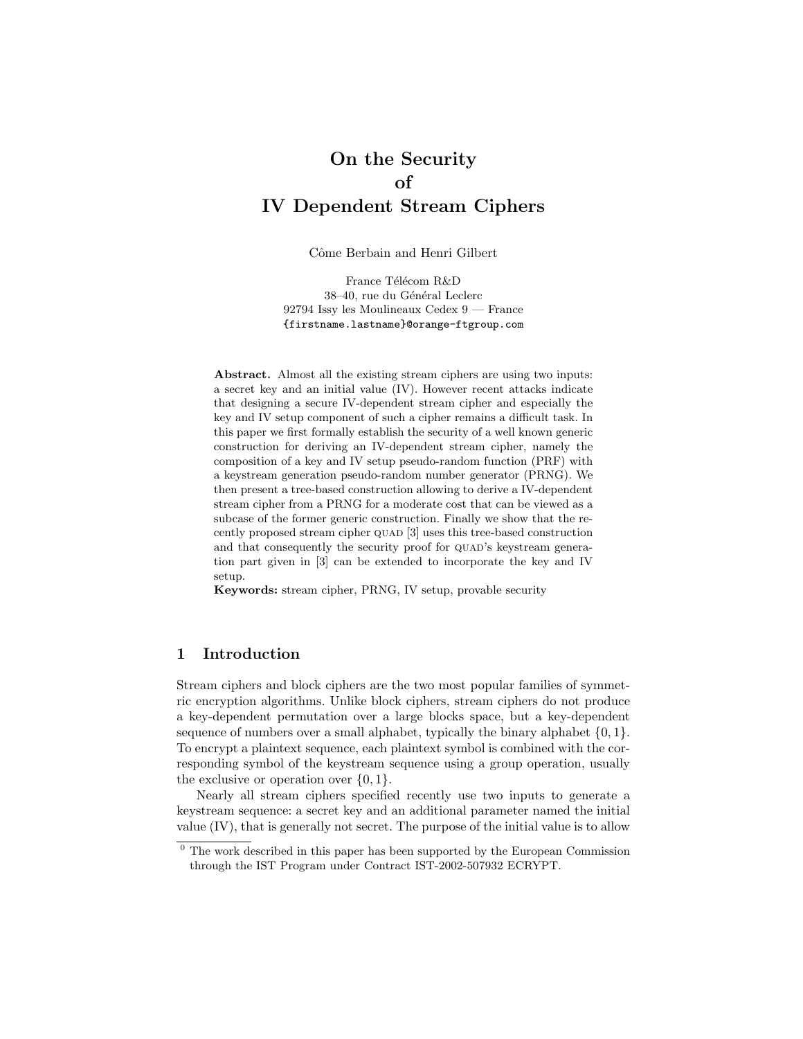# On the Security of IV Dependent Stream Ciphers

Côme Berbain and Henri Gilbert

France Télécom R&D
38–40, rue du Général Leclerc
92794 Issy les Moulineaux Cedex 9 — France
{firstname.lastname}@orange-ftgroup.com

**Abstract.** Almost all the existing stream ciphers are using two inputs: a secret key and an initial value (IV). However recent attacks indicate that designing a secure IV-dependent stream cipher and especially the key and IV setup component of such a cipher remains a difficult task. In this paper we first formally establish the security of a well known generic construction for deriving an IV-dependent stream cipher, namely the composition of a key and IV setup pseudo-random function (PRF) with a keystream generation pseudo-random number generator (PRNG). We then present a tree-based construction allowing to derive a IV-dependent stream cipher from a PRNG for a moderate cost that can be viewed as a subcase of the former generic construction. Finally we show that the recently proposed stream cipher QUAD [3] uses this tree-based construction and that consequently the security proof for QUAD's keystream generation part given in [3] can be extended to incorporate the key and IV setup.
**Keywords:** stream cipher, PRNG, IV setup, provable security

## 1 Introduction

Stream ciphers and block ciphers are the two most popular families of symmetric encryption algorithms. Unlike block ciphers, stream ciphers do not produce a key-dependent permutation over a large blocks space, but a key-dependent sequence of numbers over a small alphabet, typically the binary alphabet $\{0, 1\}$. To encrypt a plaintext sequence, each plaintext symbol is combined with the corresponding symbol of the keystream sequence using a group operation, usually the exclusive or operation over $\{0, 1\}$.

Nearly all stream ciphers specified recently use two inputs to generate a keystream sequence: a secret key and an additional parameter named the initial value (IV), that is generally not secret. The purpose of the initial value is to allow

[0] The work described in this paper has been supported by the European Commission through the IST Program under Contract IST-2002-507932 ECRYPT.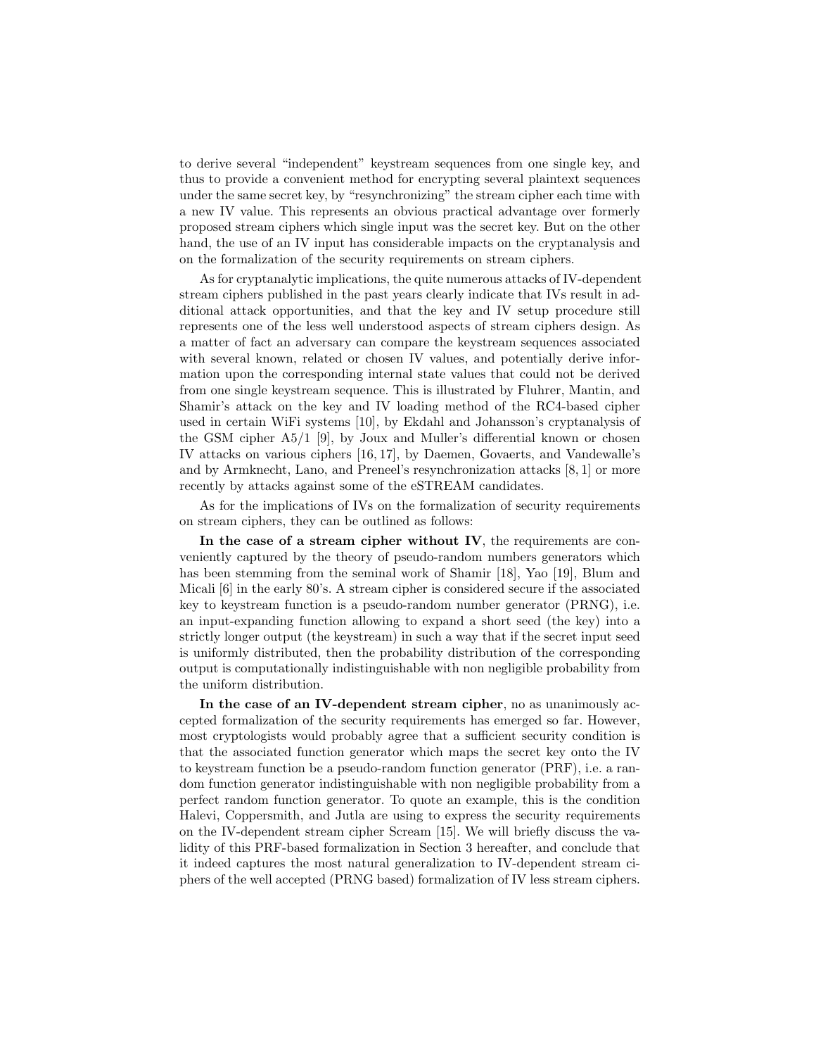to derive several "independent" keystream sequences from one single key, and thus to provide a convenient method for encrypting several plaintext sequences under the same secret key, by "resynchronizing" the stream cipher each time with a new IV value. This represents an obvious practical advantage over formerly proposed stream ciphers which single input was the secret key. But on the other hand, the use of an IV input has considerable impacts on the cryptanalysis and on the formalization of the security requirements on stream ciphers.

As for cryptanalytic implications, the quite numerous attacks of IV-dependent stream ciphers published in the past years clearly indicate that IVs result in additional attack opportunities, and that the key and IV setup procedure still represents one of the less well understood aspects of stream ciphers design. As a matter of fact an adversary can compare the keystream sequences associated with several known, related or chosen IV values, and potentially derive information upon the corresponding internal state values that could not be derived from one single keystream sequence. This is illustrated by Fluhrer, Mantin, and Shamir's attack on the key and IV loading method of the RC4-based cipher used in certain WiFi systems [10], by Ekdahl and Johansson's cryptanalysis of the GSM cipher A5/1 [9], by Joux and Muller's differential known or chosen IV attacks on various ciphers [16, 17], by Daemen, Govaerts, and Vandewalle's and by Armknecht, Lano, and Preneel's resynchronization attacks [8, 1] or more recently by attacks against some of the eSTREAM candidates.

As for the implications of IVs on the formalization of security requirements on stream ciphers, they can be outlined as follows:

**In the case of a stream cipher without IV**, the requirements are conveniently captured by the theory of pseudo-random numbers generators which has been stemming from the seminal work of Shamir [18], Yao [19], Blum and Micali [6] in the early 80's. A stream cipher is considered secure if the associated key to keystream function is a pseudo-random number generator (PRNG), i.e. an input-expanding function allowing to expand a short seed (the key) into a strictly longer output (the keystream) in such a way that if the secret input seed is uniformly distributed, then the probability distribution of the corresponding output is computationally indistinguishable with non negligible probability from the uniform distribution.

**In the case of an IV-dependent stream cipher**, no as unanimously accepted formalization of the security requirements has emerged so far. However, most cryptologists would probably agree that a sufficient security condition is that the associated function generator which maps the secret key onto the IV to keystream function be a pseudo-random function generator (PRF), i.e. a random function generator indistinguishable with non negligible probability from a perfect random function generator. To quote an example, this is the condition Halevi, Coppersmith, and Jutla are using to express the security requirements on the IV-dependent stream cipher Scream [15]. We will briefly discuss the validity of this PRF-based formalization in Section 3 hereafter, and conclude that it indeed captures the most natural generalization to IV-dependent stream ciphers of the well accepted (PRNG based) formalization of IV less stream ciphers.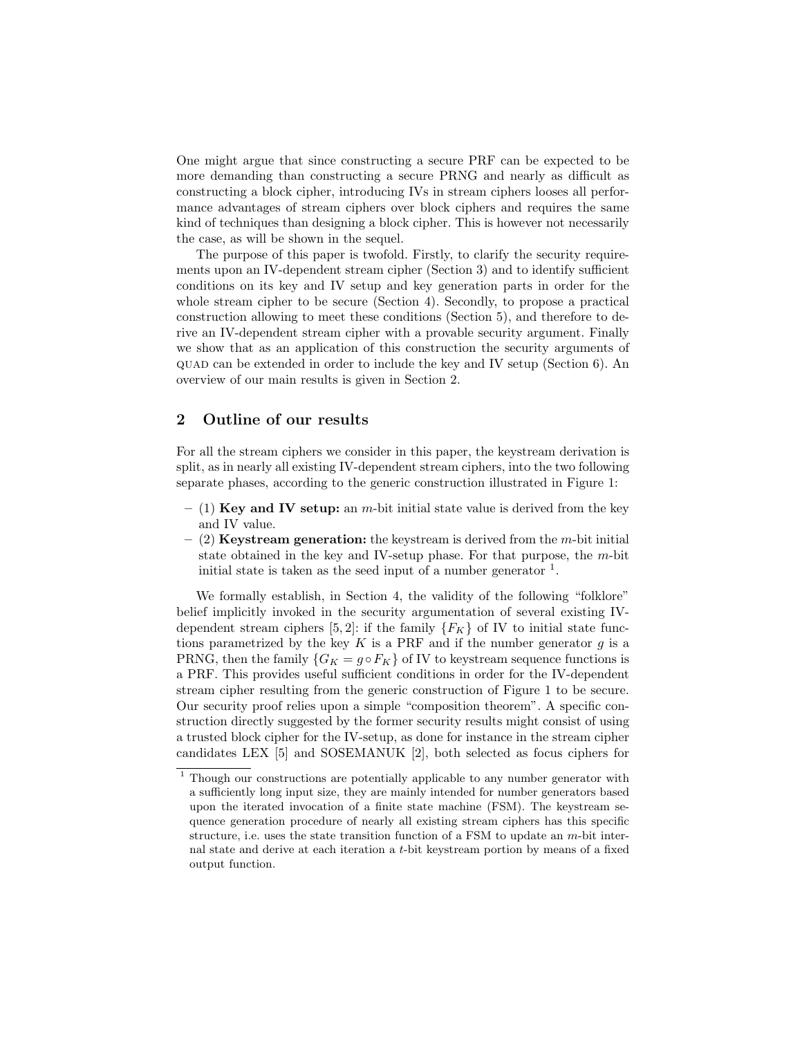One might argue that since constructing a secure PRF can be expected to be more demanding than constructing a secure PRNG and nearly as difficult as constructing a block cipher, introducing IVs in stream ciphers looses all performance advantages of stream ciphers over block ciphers and requires the same kind of techniques than designing a block cipher. This is however not necessarily the case, as will be shown in the sequel.

The purpose of this paper is twofold. Firstly, to clarify the security requirements upon an IV-dependent stream cipher (Section 3) and to identify sufficient conditions on its key and IV setup and key generation parts in order for the whole stream cipher to be secure (Section 4). Secondly, to propose a practical construction allowing to meet these conditions (Section 5), and therefore to derive an IV-dependent stream cipher with a provable security argument. Finally we show that as an application of this construction the security arguments of QUAD can be extended in order to include the key and IV setup (Section 6). An overview of our main results is given in Section 2.

## 2 Outline of our results

For all the stream ciphers we consider in this paper, the keystream derivation is split, as in nearly all existing IV-dependent stream ciphers, into the two following separate phases, according to the generic construction illustrated in Figure 1:

- (1) **Key and IV setup:** an $m$-bit initial state value is derived from the key and IV value.
- (2) **Keystream generation:** the keystream is derived from the $m$-bit initial state obtained in the key and IV-setup phase. For that purpose, the $m$-bit initial state is taken as the seed input of a number generator [1].

We formally establish, in Section 4, the validity of the following "folklore" belief implicitly invoked in the security argumentation of several existing IV-dependent stream ciphers [5, 2]: if the family $\{F_K\}$ of IV to initial state functions parametrized by the key $K$ is a PRF and if the number generator $g$ is a PRNG, then the family $\{G_K = g \circ F_K\}$ of IV to keystream sequence functions is a PRF. This provides useful sufficient conditions in order for the IV-dependent stream cipher resulting from the generic construction of Figure 1 to be secure. Our security proof relies upon a simple "composition theorem". A specific construction directly suggested by the former security results might consist of using a trusted block cipher for the IV-setup, as done for instance in the stream cipher candidates LEX [5] and SOSEMANUK [2], both selected as focus ciphers for

[1] Though our constructions are potentially applicable to any number generator with a sufficiently long input size, they are mainly intended for number generators based upon the iterated invocation of a finite state machine (FSM). The keystream sequence generation procedure of nearly all existing stream ciphers has this specific structure, i.e. uses the state transition function of a FSM to update an $m$-bit internal state and derive at each iteration a $t$-bit keystream portion by means of a fixed output function.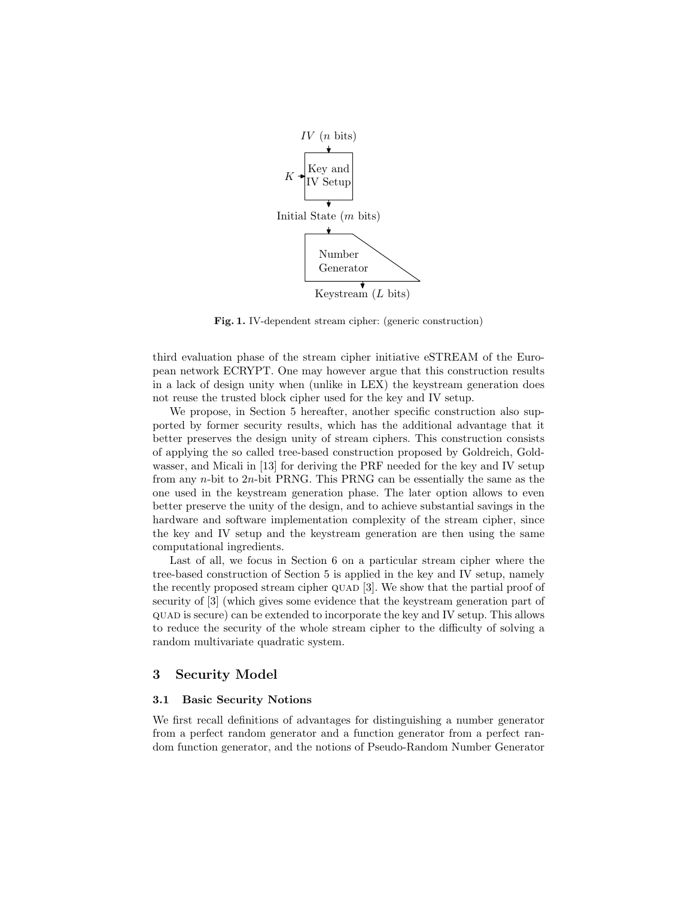**Fig. 1.** IV-dependent stream cipher: (generic construction)

third evaluation phase of the stream cipher initiative eSTREAM of the European network ECRYPT. One may however argue that this construction results in a lack of design unity when (unlike in LEX) the keystream generation does not reuse the trusted block cipher used for the key and IV setup.

We propose, in Section 5 hereafter, another specific construction also supported by former security results, which has the additional advantage that it better preserves the design unity of stream ciphers. This construction consists of applying the so called tree-based construction proposed by Goldreich, Goldwasser, and Micali in [13] for deriving the PRF needed for the key and IV setup from any $n$-bit to $2n$-bit PRNG. This PRNG can be essentially the same as the one used in the keystream generation phase. The later option allows to even better preserve the unity of the design, and to achieve substantial savings in the hardware and software implementation complexity of the stream cipher, since the key and IV setup and the keystream generation are then using the same computational ingredients.

Last of all, we focus in Section 6 on a particular stream cipher where the tree-based construction of Section 5 is applied in the key and IV setup, namely the recently proposed stream cipher QUAD [3]. We show that the partial proof of security of [3] (which gives some evidence that the keystream generation part of QUAD is secure) can be extended to incorporate the key and IV setup. This allows to reduce the security of the whole stream cipher to the difficulty of solving a random multivariate quadratic system.

## 3 Security Model

### 3.1 Basic Security Notions

We first recall definitions of advantages for distinguishing a number generator from a perfect random generator and a function generator from a perfect random function generator, and the notions of Pseudo-Random Number Generator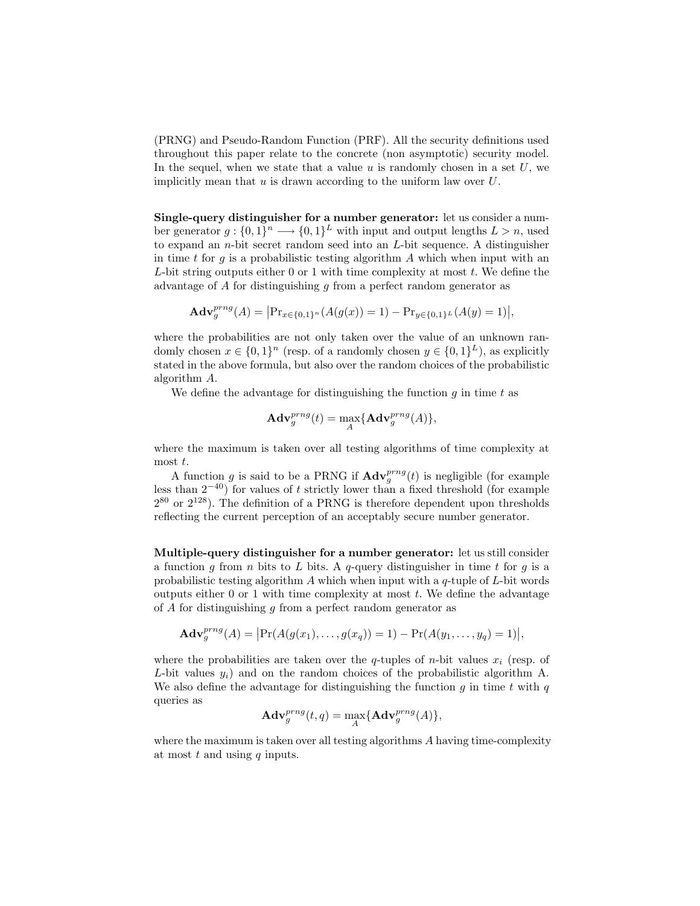(PRNG) and Pseudo-Random Function (PRF). All the security definitions used throughout this paper relate to the concrete (non asymptotic) security model. In the sequel, when we state that a value $u$ is randomly chosen in a set $U$, we implicitly mean that $u$ is drawn according to the uniform law over $U$.

**Single-query distinguisher for a number generator:** let us consider a number generator $g : \{0,1\}^n \longrightarrow \{0,1\}^L$ with input and output lengths $L > n$, used to expand an $n$-bit secret random seed into an $L$-bit sequence. A distinguisher in time $t$ for $g$ is a probabilistic testing algorithm $A$ which when input with an $L$-bit string outputs either 0 or 1 with time complexity at most $t$. We define the advantage of $A$ for distinguishing $g$ from a perfect random generator as

$$\mathbf{Adv}_g^{prng}(A) = \left|\Pr_{x \in \{0,1\}^n}(A(g(x)) = 1) - \Pr_{y \in \{0,1\}^L}(A(y) = 1)\right|,$$

where the probabilities are not only taken over the value of an unknown randomly chosen $x \in \{0,1\}^n$ (resp. of a randomly chosen $y \in \{0,1\}^L$), as explicitly stated in the above formula, but also over the random choices of the probabilistic algorithm $A$.

We define the advantage for distinguishing the function $g$ in time $t$ as

$$\mathbf{Adv}_g^{prng}(t) = \max_A\{\mathbf{Adv}_g^{prng}(A)\},$$

where the maximum is taken over all testing algorithms of time complexity at most $t$.

A function $g$ is said to be a PRNG if $\mathbf{Adv}_g^{prng}(t)$ is negligible (for example less than $2^{-40}$) for values of $t$ strictly lower than a fixed threshold (for example $2^{80}$ or $2^{128}$). The definition of a PRNG is therefore dependent upon thresholds reflecting the current perception of an acceptably secure number generator.

**Multiple-query distinguisher for a number generator:** let us still consider a function $g$ from $n$ bits to $L$ bits. A $q$-query distinguisher in time $t$ for $g$ is a probabilistic testing algorithm $A$ which when input with a $q$-tuple of $L$-bit words outputs either 0 or 1 with time complexity at most $t$. We define the advantage of $A$ for distinguishing $g$ from a perfect random generator as

$$\mathbf{Adv}_g^{prng}(A) = \left|\Pr(A(g(x_1), \ldots, g(x_q)) = 1) - \Pr(A(y_1, \ldots, y_q) = 1)\right|,$$

where the probabilities are taken over the $q$-tuples of $n$-bit values $x_i$ (resp. of $L$-bit values $y_i$) and on the random choices of the probabilistic algorithm A. We also define the advantage for distinguishing the function $g$ in time $t$ with $q$ queries as

$$\mathbf{Adv}_g^{prng}(t, q) = \max_A\{\mathbf{Adv}_g^{prng}(A)\},$$

where the maximum is taken over all testing algorithms $A$ having time-complexity at most $t$ and using $q$ inputs.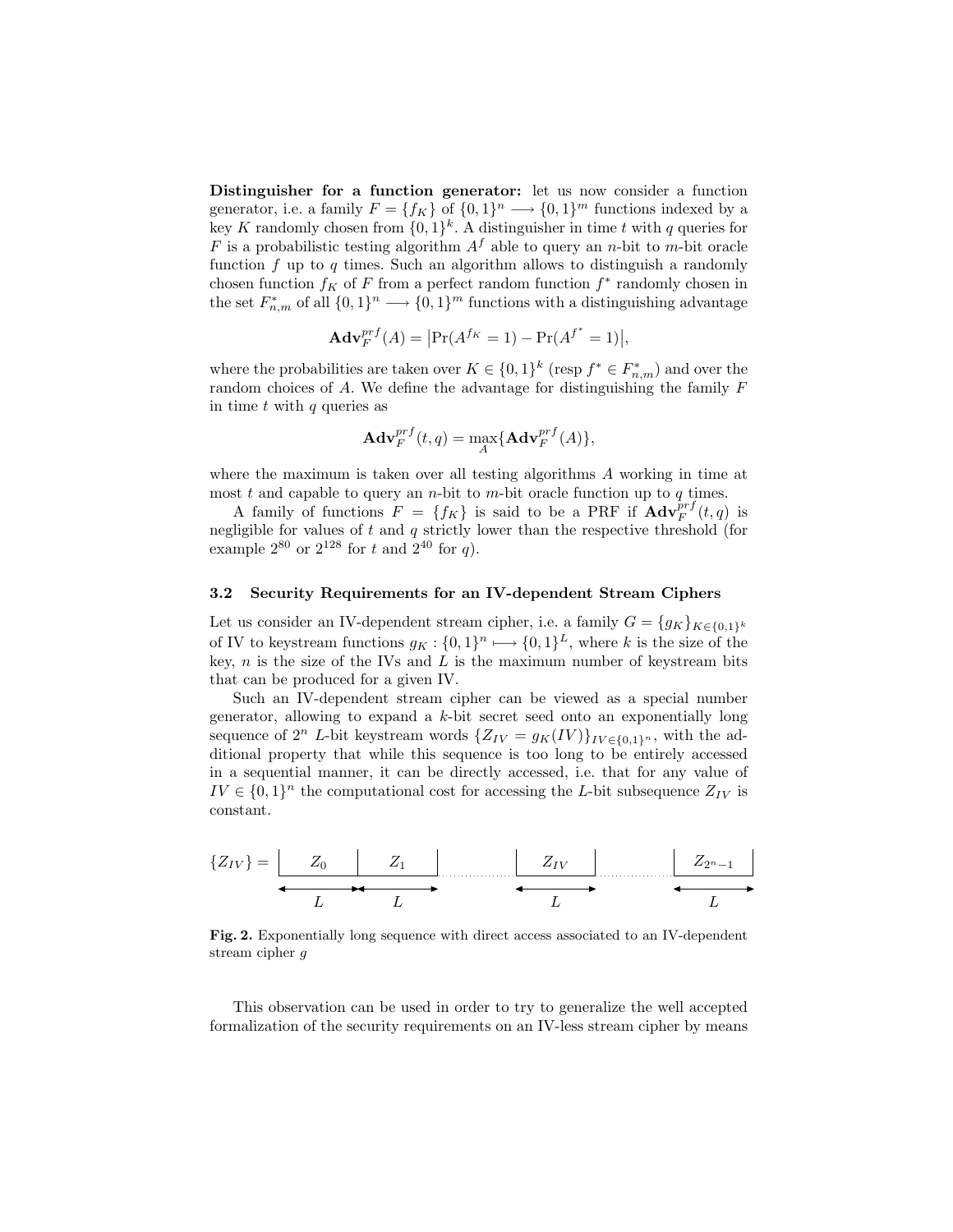**Distinguisher for a function generator:** let us now consider a function generator, i.e. a family $F = \{f_K\}$ of $\{0,1\}^n \longrightarrow \{0,1\}^m$ functions indexed by a key $K$ randomly chosen from $\{0,1\}^k$. A distinguisher in time $t$ with $q$ queries for $F$ is a probabilistic testing algorithm $A^f$ able to query an $n$-bit to $m$-bit oracle function $f$ up to $q$ times. Such an algorithm allows to distinguish a randomly chosen function $f_K$ of $F$ from a perfect random function $f^*$ randomly chosen in the set $F^*_{n,m}$ of all $\{0,1\}^n \longrightarrow \{0,1\}^m$ functions with a distinguishing advantage

$$\mathbf{Adv}_F^{prf}(A) = \left|\Pr(A^{f_K} = 1) - \Pr(A^{f^*} = 1)\right|,$$

where the probabilities are taken over $K \in \{0,1\}^k$ (resp $f^* \in F^*_{n,m}$) and over the random choices of $A$. We define the advantage for distinguishing the family $F$ in time $t$ with $q$ queries as

$$\mathbf{Adv}_F^{prf}(t,q) = \max_A \{\mathbf{Adv}_F^{prf}(A)\},$$

where the maximum is taken over all testing algorithms $A$ working in time at most $t$ and capable to query an $n$-bit to $m$-bit oracle function up to $q$ times.

A family of functions $F = \{f_K\}$ is said to be a PRF if $\mathbf{Adv}_F^{prf}(t,q)$ is negligible for values of $t$ and $q$ strictly lower than the respective threshold (for example $2^{80}$ or $2^{128}$ for $t$ and $2^{40}$ for $q$).

### 3.2 Security Requirements for an IV-dependent Stream Ciphers

Let us consider an IV-dependent stream cipher, i.e. a family $G = \{g_K\}_{K \in \{0,1\}^k}$ of IV to keystream functions $g_K : \{0,1\}^n \longmapsto \{0,1\}^L$, where $k$ is the size of the key, $n$ is the size of the IVs and $L$ is the maximum number of keystream bits that can be produced for a given IV.

Such an IV-dependent stream cipher can be viewed as a special number generator, allowing to expand a $k$-bit secret seed onto an exponentially long sequence of $2^n$ $L$-bit keystream words $\{Z_{IV} = g_K(IV)\}_{IV \in \{0,1\}^n}$, with the additional property that while this sequence is too long to be entirely accessed in a sequential manner, it can be directly accessed, i.e. that for any value of $IV \in \{0,1\}^n$ the computational cost for accessing the $L$-bit subsequence $Z_{IV}$ is constant.

$$\{Z_{IV}\} = \underbrace{Z_0}_{L}\ \underbrace{Z_1}_{L}\ \cdots\ \underbrace{Z_{IV}}_{L}\ \cdots\ \underbrace{Z_{2^n-1}}_{L}$$

**Fig. 2.** Exponentially long sequence with direct access associated to an IV-dependent stream cipher $g$

This observation can be used in order to try to generalize the well accepted formalization of the security requirements on an IV-less stream cipher by means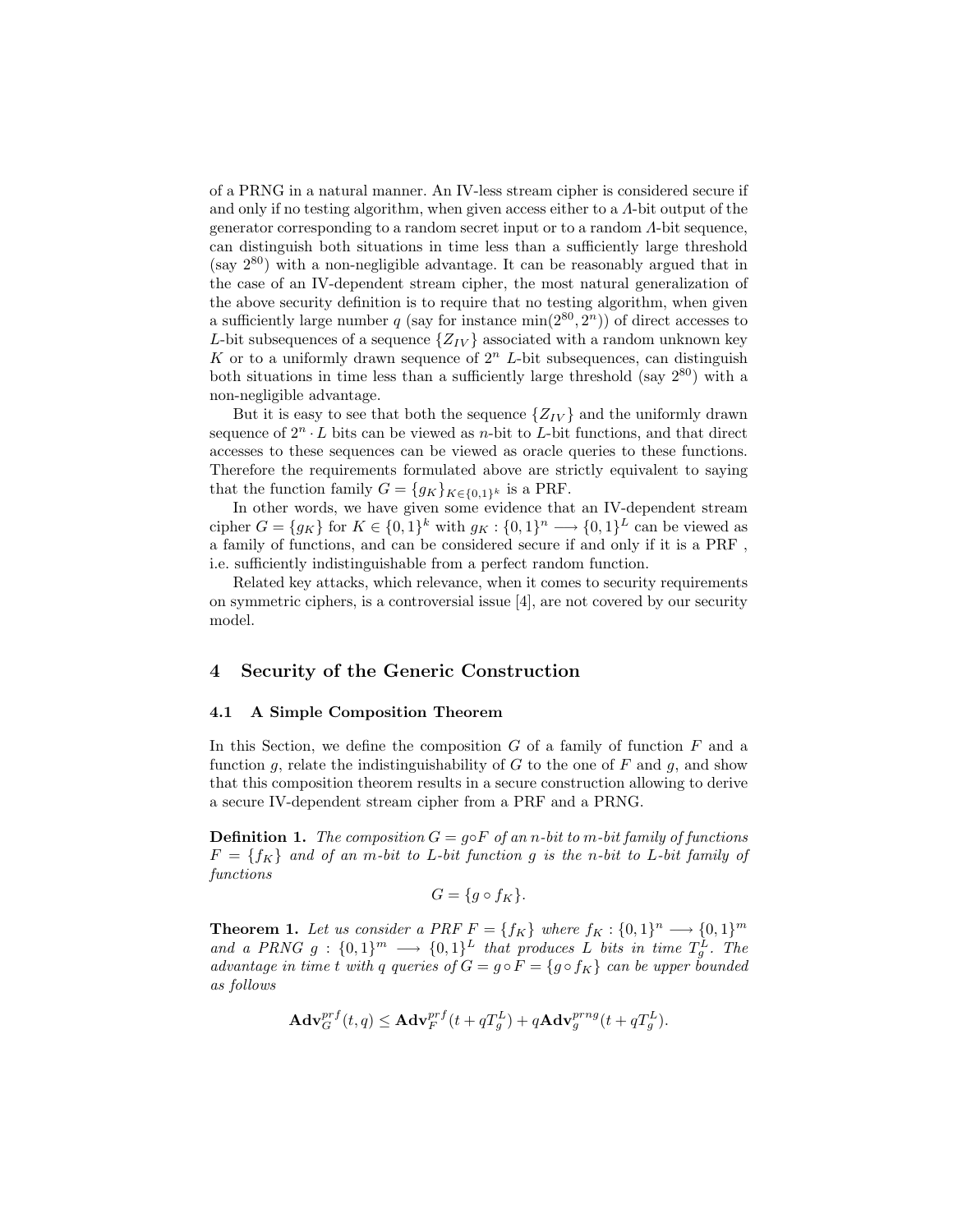of a PRNG in a natural manner. An IV-less stream cipher is considered secure if and only if no testing algorithm, when given access either to a $\Lambda$-bit output of the generator corresponding to a random secret input or to a random $\Lambda$-bit sequence, can distinguish both situations in time less than a sufficiently large threshold (say $2^{80}$) with a non-negligible advantage. It can be reasonably argued that in the case of an IV-dependent stream cipher, the most natural generalization of the above security definition is to require that no testing algorithm, when given a sufficiently large number $q$ (say for instance $\min(2^{80}, 2^n)$) of direct accesses to $L$-bit subsequences of a sequence $\{Z_{IV}\}$ associated with a random unknown key $K$ or to a uniformly drawn sequence of $2^n$ $L$-bit subsequences, can distinguish both situations in time less than a sufficiently large threshold (say $2^{80}$) with a non-negligible advantage.

But it is easy to see that both the sequence $\{Z_{IV}\}$ and the uniformly drawn sequence of $2^n \cdot L$ bits can be viewed as $n$-bit to $L$-bit functions, and that direct accesses to these sequences can be viewed as oracle queries to these functions. Therefore the requirements formulated above are strictly equivalent to saying that the function family $G = \{g_K\}_{K \in \{0,1\}^k}$ is a PRF.

In other words, we have given some evidence that an IV-dependent stream cipher $G = \{g_K\}$ for $K \in \{0,1\}^k$ with $g_K : \{0,1\}^n \longrightarrow \{0,1\}^L$ can be viewed as a family of functions, and can be considered secure if and only if it is a PRF , i.e. sufficiently indistinguishable from a perfect random function.

Related key attacks, which relevance, when it comes to security requirements on symmetric ciphers, is a controversial issue [4], are not covered by our security model.

## 4 Security of the Generic Construction

### 4.1 A Simple Composition Theorem

In this Section, we define the composition $G$ of a family of function $F$ and a function $g$, relate the indistinguishability of $G$ to the one of $F$ and $g$, and show that this composition theorem results in a secure construction allowing to derive a secure IV-dependent stream cipher from a PRF and a PRNG.

**Definition 1.** *The composition $G = g \circ F$ of an $n$-bit to $m$-bit family of functions $F = \{f_K\}$ and of an $m$-bit to $L$-bit function $g$ is the $n$-bit to $L$-bit family of functions*

$$G = \{g \circ f_K\}.$$

**Theorem 1.** *Let us consider a PRF $F = \{f_K\}$ where $f_K : \{0,1\}^n \longrightarrow \{0,1\}^m$ and a PRNG $g : \{0,1\}^m \longrightarrow \{0,1\}^L$ that produces $L$ bits in time $T_g^L$. The advantage in time $t$ with $q$ queries of $G = g \circ F = \{g \circ f_K\}$ can be upper bounded as follows*

$$\mathbf{Adv}_G^{prf}(t, q) \leq \mathbf{Adv}_F^{prf}(t + qT_g^L) + q\mathbf{Adv}_g^{prng}(t + qT_g^L).$$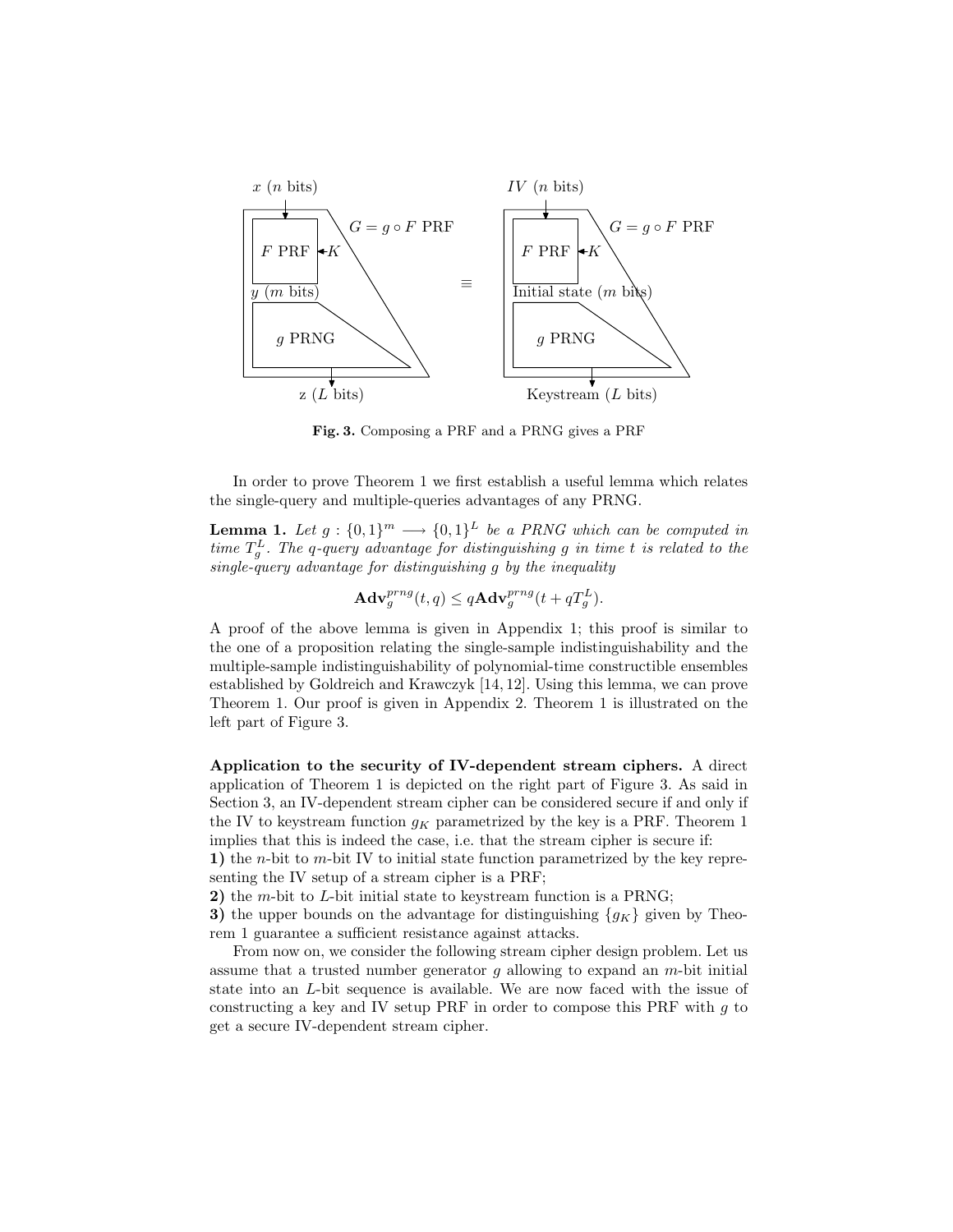**Fig. 3.** Composing a PRF and a PRNG gives a PRF

In order to prove Theorem 1 we first establish a useful lemma which relates the single-query and multiple-queries advantages of any PRNG.

**Lemma 1.** *Let $g : \{0,1\}^m \longrightarrow \{0,1\}^L$ be a PRNG which can be computed in time $T_g^L$. The q-query advantage for distinguishing g in time t is related to the single-query advantage for distinguishing g by the inequality*

$$\mathbf{Adv}_g^{prng}(t,q) \leq q\mathbf{Adv}_g^{prng}(t + qT_g^L).$$

A proof of the above lemma is given in Appendix 1; this proof is similar to the one of a proposition relating the single-sample indistinguishability and the multiple-sample indistinguishability of polynomial-time constructible ensembles established by Goldreich and Krawczyk [14, 12]. Using this lemma, we can prove Theorem 1. Our proof is given in Appendix 2. Theorem 1 is illustrated on the left part of Figure 3.

**Application to the security of IV-dependent stream ciphers.** A direct application of Theorem 1 is depicted on the right part of Figure 3. As said in Section 3, an IV-dependent stream cipher can be considered secure if and only if the IV to keystream function $g_K$ parametrized by the key is a PRF. Theorem 1 implies that this is indeed the case, i.e. that the stream cipher is secure if:
**1)** the $n$-bit to $m$-bit IV to initial state function parametrized by the key representing the IV setup of a stream cipher is a PRF;
**2)** the $m$-bit to $L$-bit initial state to keystream function is a PRNG;
**3)** the upper bounds on the advantage for distinguishing $\{g_K\}$ given by Theorem 1 guarantee a sufficient resistance against attacks.

From now on, we consider the following stream cipher design problem. Let us assume that a trusted number generator $g$ allowing to expand an $m$-bit initial state into an $L$-bit sequence is available. We are now faced with the issue of constructing a key and IV setup PRF in order to compose this PRF with $g$ to get a secure IV-dependent stream cipher.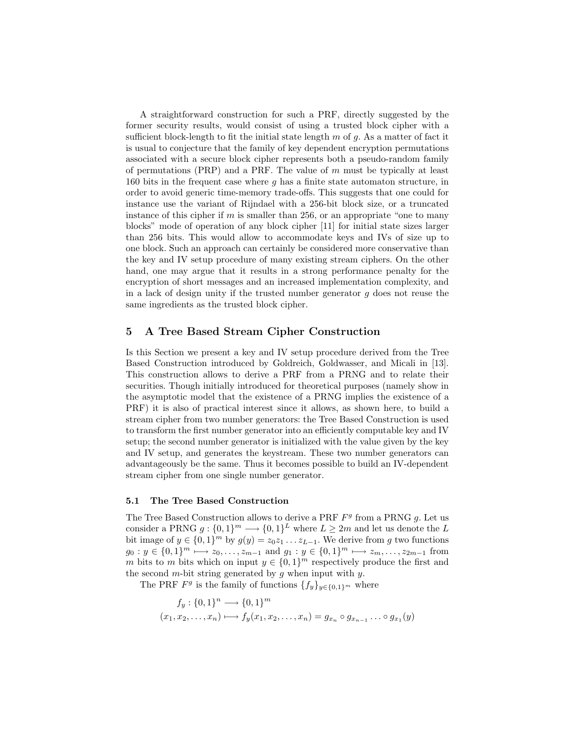A straightforward construction for such a PRF, directly suggested by the former security results, would consist of using a trusted block cipher with a sufficient block-length to fit the initial state length $m$ of $g$. As a matter of fact it is usual to conjecture that the family of key dependent encryption permutations associated with a secure block cipher represents both a pseudo-random family of permutations (PRP) and a PRF. The value of $m$ must be typically at least 160 bits in the frequent case where $g$ has a finite state automaton structure, in order to avoid generic time-memory trade-offs. This suggests that one could for instance use the variant of Rijndael with a 256-bit block size, or a truncated instance of this cipher if $m$ is smaller than 256, or an appropriate "one to many blocks" mode of operation of any block cipher [11] for initial state sizes larger than 256 bits. This would allow to accommodate keys and IVs of size up to one block. Such an approach can certainly be considered more conservative than the key and IV setup procedure of many existing stream ciphers. On the other hand, one may argue that it results in a strong performance penalty for the encryption of short messages and an increased implementation complexity, and in a lack of design unity if the trusted number generator $g$ does not reuse the same ingredients as the trusted block cipher.

## 5 A Tree Based Stream Cipher Construction

Is this Section we present a key and IV setup procedure derived from the Tree Based Construction introduced by Goldreich, Goldwasser, and Micali in [13]. This construction allows to derive a PRF from a PRNG and to relate their securities. Though initially introduced for theoretical purposes (namely show in the asymptotic model that the existence of a PRNG implies the existence of a PRF) it is also of practical interest since it allows, as shown here, to build a stream cipher from two number generators: the Tree Based Construction is used to transform the first number generator into an efficiently computable key and IV setup; the second number generator is initialized with the value given by the key and IV setup, and generates the keystream. These two number generators can advantageously be the same. Thus it becomes possible to build an IV-dependent stream cipher from one single number generator.

### 5.1 The Tree Based Construction

The Tree Based Construction allows to derive a PRF $F^g$ from a PRNG $g$. Let us consider a PRNG $g : \{0,1\}^m \longrightarrow \{0,1\}^L$ where $L \geq 2m$ and let us denote the $L$ bit image of $y \in \{0,1\}^m$ by $g(y) = z_0 z_1 \ldots z_{L-1}$. We derive from $g$ two functions $g_0 : y \in \{0,1\}^m \longmapsto z_0, \ldots, z_{m-1}$ and $g_1 : y \in \{0,1\}^m \longmapsto z_m, \ldots, z_{2m-1}$ from $m$ bits to $m$ bits which on input $y \in \{0,1\}^m$ respectively produce the first and the second $m$-bit string generated by $g$ when input with $y$.

The PRF $F^g$ is the family of functions $\{f_y\}_{y \in \{0,1\}^m}$ where

$$
\begin{aligned}
f_y : \{0,1\}^n &\longrightarrow \{0,1\}^m \\
(x_1, x_2, \ldots, x_n) &\longmapsto f_y(x_1, x_2, \ldots, x_n) = g_{x_n} \circ g_{x_{n-1}} \ldots \circ g_{x_1}(y)
\end{aligned}
$$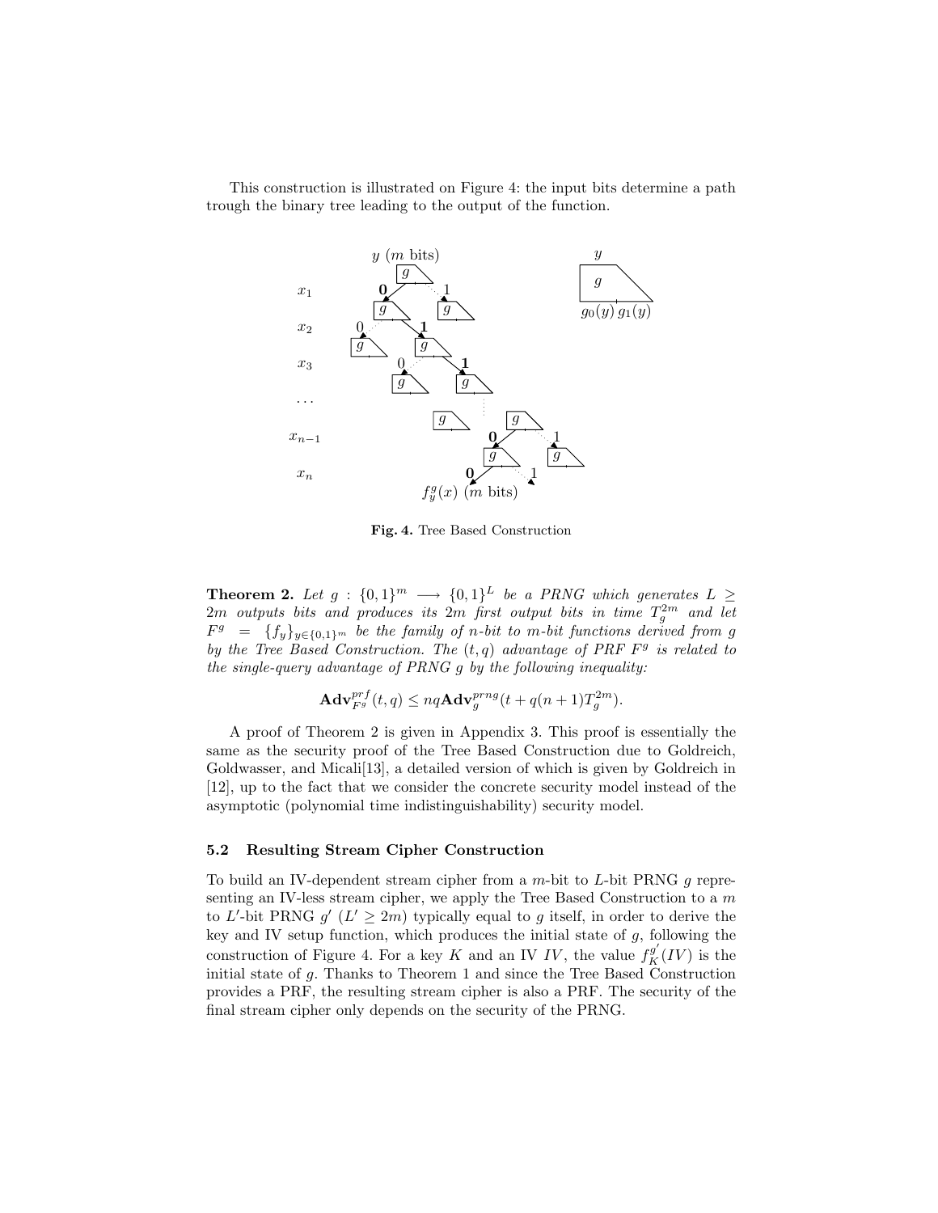This construction is illustrated on Figure 4: the input bits determine a path trough the binary tree leading to the output of the function.

**Fig. 4.** Tree Based Construction

**Theorem 2.** *Let $g : \{0,1\}^m \longrightarrow \{0,1\}^L$ be a PRNG which generates $L \geq 2m$ outputs bits and produces its $2m$ first output bits in time $T_g^{2m}$ and let $F^g = \{f_y\}_{y \in \{0,1\}^m}$ be the family of $n$-bit to $m$-bit functions derived from $g$ by the Tree Based Construction. The $(t, q)$ advantage of PRF $F^g$ is related to the single-query advantage of PRNG $g$ by the following inequality:*

$$\mathbf{Adv}_{F^g}^{prf}(t, q) \leq nq\mathbf{Adv}_g^{prng}(t + q(n+1)T_g^{2m}).$$

A proof of Theorem 2 is given in Appendix 3. This proof is essentially the same as the security proof of the Tree Based Construction due to Goldreich, Goldwasser, and Micali[13], a detailed version of which is given by Goldreich in [12], up to the fact that we consider the concrete security model instead of the asymptotic (polynomial time indistinguishability) security model.

### 5.2 Resulting Stream Cipher Construction

To build an IV-dependent stream cipher from a $m$-bit to $L$-bit PRNG $g$ representing an IV-less stream cipher, we apply the Tree Based Construction to a $m$ to $L'$-bit PRNG $g'$ ($L' \geq 2m$) typically equal to $g$ itself, in order to derive the key and IV setup function, which produces the initial state of $g$, following the construction of Figure 4. For a key $K$ and an IV $IV$, the value $f_K^{g'}(IV)$ is the initial state of $g$. Thanks to Theorem 1 and since the Tree Based Construction provides a PRF, the resulting stream cipher is also a PRF. The security of the final stream cipher only depends on the security of the PRNG.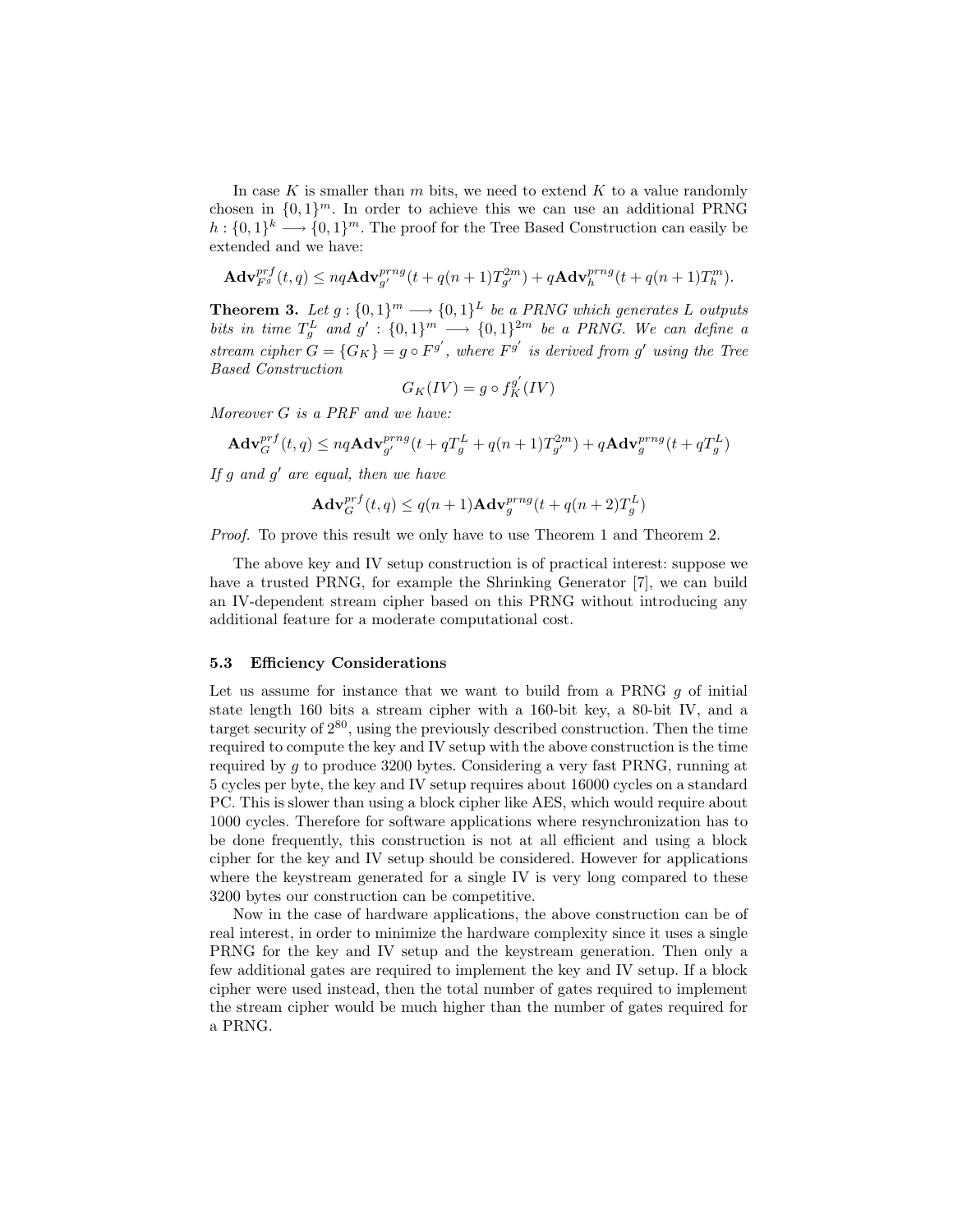In case $K$ is smaller than $m$ bits, we need to extend $K$ to a value randomly chosen in $\{0,1\}^m$. In order to achieve this we can use an additional PRNG $h : \{0,1\}^k \longrightarrow \{0,1\}^m$. The proof for the Tree Based Construction can easily be extended and we have:

$$\mathbf{Adv}_{F^g}^{prf}(t,q) \leq nq\mathbf{Adv}_{g'}^{prng}(t + q(n+1)T_{g'}^{2m}) + q\mathbf{Adv}_{h}^{prng}(t + q(n+1)T_h^m).$$

**Theorem 3.** *Let $g : \{0,1\}^m \longrightarrow \{0,1\}^L$ be a PRNG which generates $L$ outputs bits in time $T_g^L$ and $g' : \{0,1\}^m \longrightarrow \{0,1\}^{2m}$ be a PRNG. We can define a stream cipher $G = \{G_K\} = g \circ F^{g'}$, where $F^{g'}$ is derived from $g'$ using the Tree Based Construction*

$$G_K(IV) = g \circ f_K^{g'}(IV)$$

*Moreover $G$ is a PRF and we have:*

$$\mathbf{Adv}_{G}^{prf}(t,q) \leq nq\mathbf{Adv}_{g'}^{prng}(t + qT_g^L + q(n+1)T_{g'}^{2m}) + q\mathbf{Adv}_{g}^{prng}(t + qT_g^L)$$

*If $g$ and $g'$ are equal, then we have*

$$\mathbf{Adv}_{G}^{prf}(t,q) \leq q(n+1)\mathbf{Adv}_{g}^{prng}(t + q(n+2)T_g^L)$$

*Proof.* To prove this result we only have to use Theorem 1 and Theorem 2.

The above key and IV setup construction is of practical interest: suppose we have a trusted PRNG, for example the Shrinking Generator [7], we can build an IV-dependent stream cipher based on this PRNG without introducing any additional feature for a moderate computational cost.

### 5.3 Efficiency Considerations

Let us assume for instance that we want to build from a PRNG $g$ of initial state length 160 bits a stream cipher with a 160-bit key, a 80-bit IV, and a target security of $2^{80}$, using the previously described construction. Then the time required to compute the key and IV setup with the above construction is the time required by $g$ to produce 3200 bytes. Considering a very fast PRNG, running at 5 cycles per byte, the key and IV setup requires about 16000 cycles on a standard PC. This is slower than using a block cipher like AES, which would require about 1000 cycles. Therefore for software applications where resynchronization has to be done frequently, this construction is not at all efficient and using a block cipher for the key and IV setup should be considered. However for applications where the keystream generated for a single IV is very long compared to these 3200 bytes our construction can be competitive.

Now in the case of hardware applications, the above construction can be of real interest, in order to minimize the hardware complexity since it uses a single PRNG for the key and IV setup and the keystream generation. Then only a few additional gates are required to implement the key and IV setup. If a block cipher were used instead, then the total number of gates required to implement the stream cipher would be much higher than the number of gates required for a PRNG.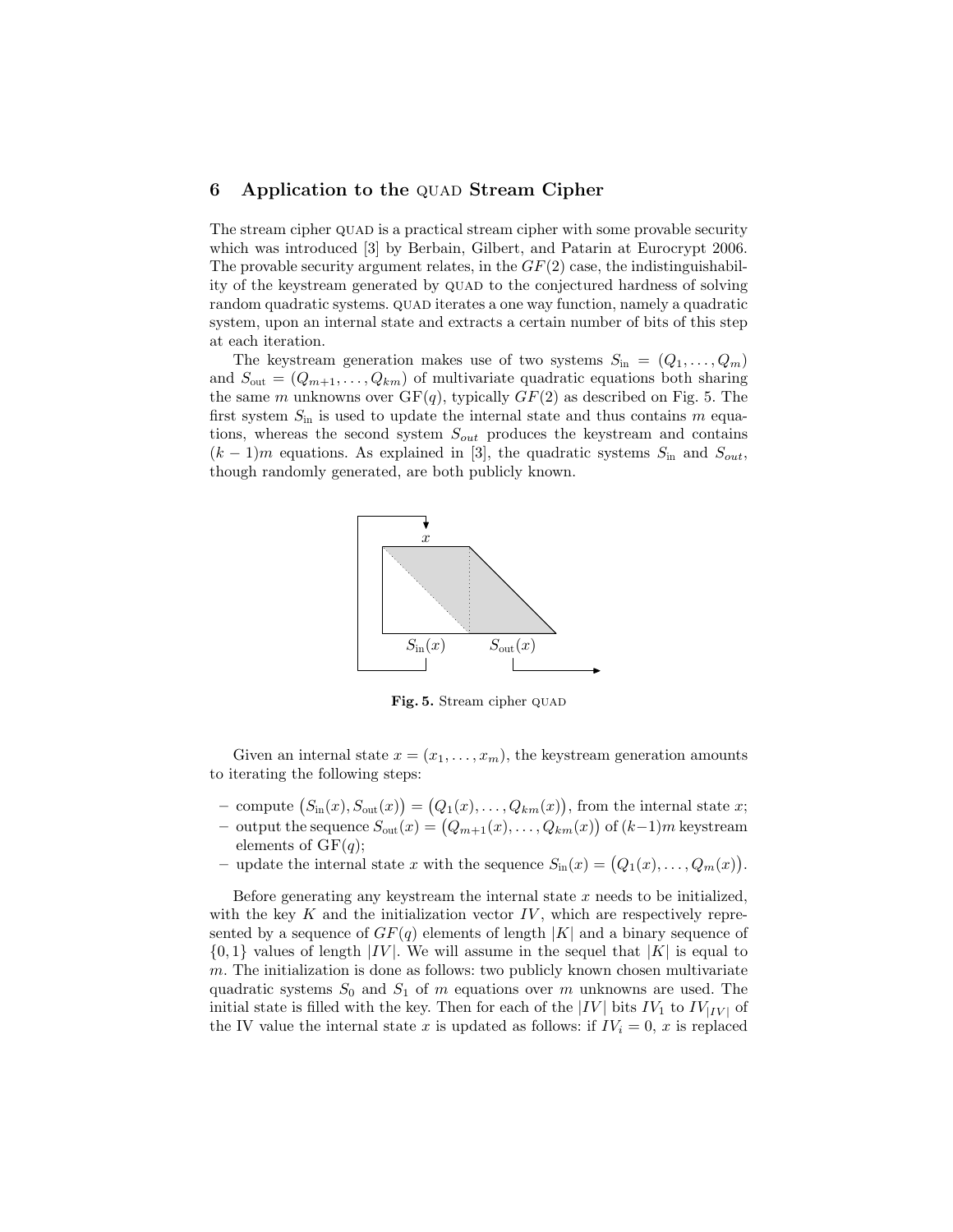## 6 Application to the QUAD Stream Cipher

The stream cipher QUAD is a practical stream cipher with some provable security which was introduced [3] by Berbain, Gilbert, and Patarin at Eurocrypt 2006. The provable security argument relates, in the $GF(2)$ case, the indistinguishability of the keystream generated by QUAD to the conjectured hardness of solving random quadratic systems. QUAD iterates a one way function, namely a quadratic system, upon an internal state and extracts a certain number of bits of this step at each iteration.

The keystream generation makes use of two systems $S_{\text{in}} = (Q_1, \dots, Q_m)$ and $S_{\text{out}} = (Q_{m+1}, \dots, Q_{km})$ of multivariate quadratic equations both sharing the same $m$ unknowns over $\text{GF}(q)$, typically $GF(2)$ as described on Fig. 5. The first system $S_{\text{in}}$ is used to update the internal state and thus contains $m$ equations, whereas the second system $S_{out}$ produces the keystream and contains $(k-1)m$ equations. As explained in [3], the quadratic systems $S_{\text{in}}$ and $S_{out}$, though randomly generated, are both publicly known.

**Fig. 5.** Stream cipher QUAD

Given an internal state $x = (x_1, \dots, x_m)$, the keystream generation amounts to iterating the following steps:

- compute $\big(S_{\text{in}}(x), S_{\text{out}}(x)\big) = \big(Q_1(x), \dots, Q_{km}(x)\big)$, from the internal state $x$;
- output the sequence $S_{\text{out}}(x) = \big(Q_{m+1}(x), \dots, Q_{km}(x)\big)$ of $(k-1)m$ keystream elements of $\text{GF}(q)$;
- update the internal state $x$ with the sequence $S_{\text{in}}(x) = \big(Q_1(x), \dots, Q_m(x)\big)$.

Before generating any keystream the internal state $x$ needs to be initialized, with the key $K$ and the initialization vector $IV$, which are respectively represented by a sequence of $GF(q)$ elements of length $|K|$ and a binary sequence of $\{0, 1\}$ values of length $|IV|$. We will assume in the sequel that $|K|$ is equal to $m$. The initialization is done as follows: two publicly known chosen multivariate quadratic systems $S_0$ and $S_1$ of $m$ equations over $m$ unknowns are used. The initial state is filled with the key. Then for each of the $|IV|$ bits $IV_1$ to $IV_{|IV|}$ of the IV value the internal state $x$ is updated as follows: if $IV_i = 0$, $x$ is replaced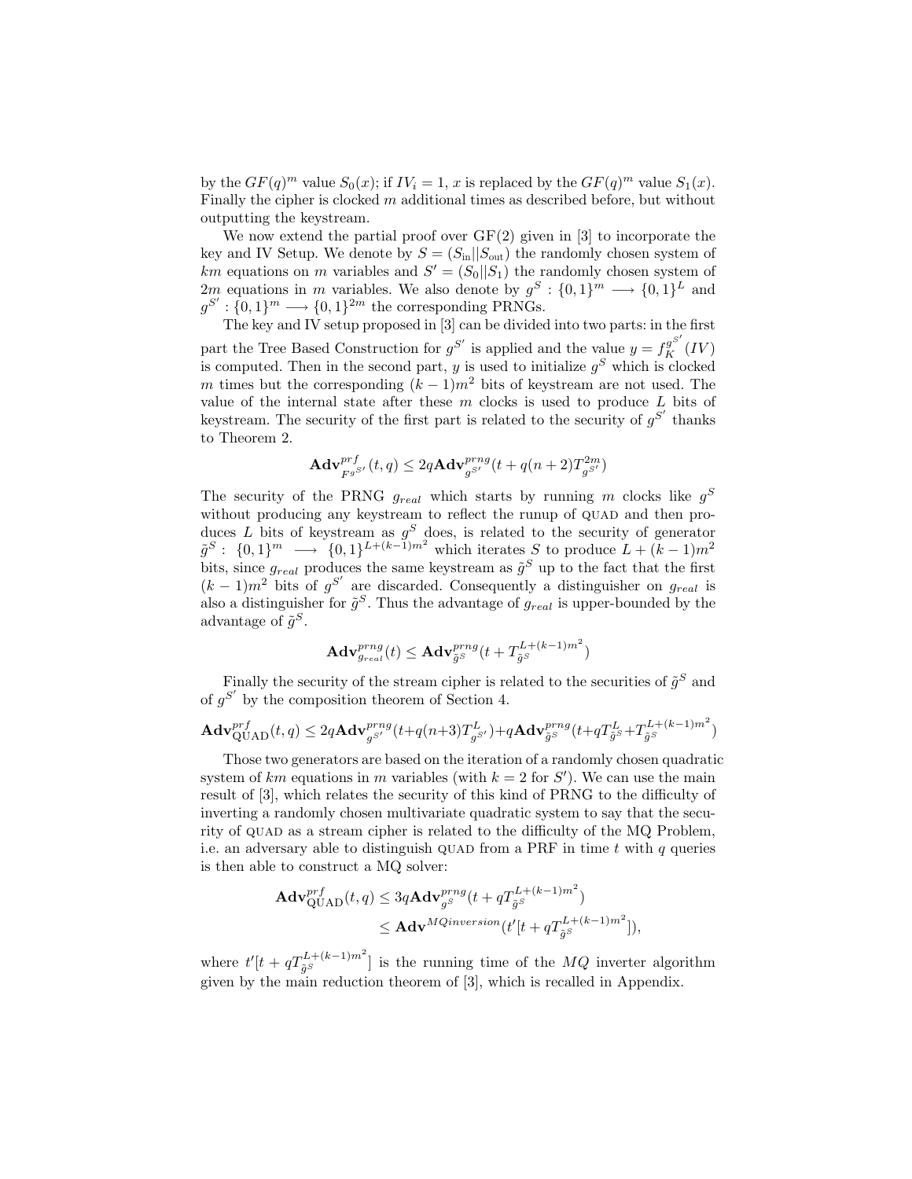by the $GF(q)^m$ value $S_0(x)$; if $IV_i = 1$, $x$ is replaced by the $GF(q)^m$ value $S_1(x)$. Finally the cipher is clocked $m$ additional times as described before, but without outputting the keystream.

We now extend the partial proof over GF(2) given in [3] to incorporate the key and IV Setup. We denote by $S = (S_{\text{in}}||S_{\text{out}})$ the randomly chosen system of $km$ equations on $m$ variables and $S' = (S_0||S_1)$ the randomly chosen system of $2m$ equations in $m$ variables. We also denote by $g^S : \{0,1\}^m \longrightarrow \{0,1\}^L$ and $g^{S'} : \{0,1\}^m \longrightarrow \{0,1\}^{2m}$ the corresponding PRNGs.

The key and IV setup proposed in [3] can be divided into two parts: in the first part the Tree Based Construction for $g^{S'}$ is applied and the value $y = f_K^{g^{S'}}(IV)$ is computed. Then in the second part, $y$ is used to initialize $g^S$ which is clocked $m$ times but the corresponding $(k-1)m^2$ bits of keystream are not used. The value of the internal state after these $m$ clocks is used to produce $L$ bits of keystream. The security of the first part is related to the security of $g^{S'}$ thanks to Theorem 2.

$$\mathbf{Adv}^{prf}_{F^{g^{S'}}}(t,q) \leq 2q\mathbf{Adv}^{prng}_{g^{S'}}(t + q(n+2)T^{2m}_{g^{S'}})$$

The security of the PRNG $g_{real}$ which starts by running $m$ clocks like $g^S$ without producing any keystream to reflect the runup of QUAD and then produces $L$ bits of keystream as $g^S$ does, is related to the security of generator $\tilde{g}^S : \{0,1\}^m \longrightarrow \{0,1\}^{L+(k-1)m^2}$ which iterates $S$ to produce $L + (k-1)m^2$ bits, since $g_{real}$ produces the same keystream as $\tilde{g}^S$ up to the fact that the first $(k-1)m^2$ bits of $g^{S'}$ are discarded. Consequently a distinguisher on $g_{real}$ is also a distinguisher for $\tilde{g}^S$. Thus the advantage of $g_{real}$ is upper-bounded by the advantage of $\tilde{g}^S$.

$$\mathbf{Adv}^{prng}_{g_{real}}(t) \leq \mathbf{Adv}^{prng}_{\tilde{g}^S}(t + T^{L+(k-1)m^2}_{\tilde{g}^S})$$

Finally the security of the stream cipher is related to the securities of $\tilde{g}^S$ and of $g^{S'}$ by the composition theorem of Section 4.

$$\mathbf{Adv}^{prf}_{\text{QUAD}}(t,q) \leq 2q\mathbf{Adv}^{prng}_{g^{S'}}(t+q(n+3)T^{L}_{g^{S'}})+q\mathbf{Adv}^{prng}_{\tilde{g}^S}(t+qT^{L}_{\tilde{g}^S}+T^{L+(k-1)m^2}_{\tilde{g}^S})$$

Those two generators are based on the iteration of a randomly chosen quadratic system of $km$ equations in $m$ variables (with $k = 2$ for $S'$). We can use the main result of [3], which relates the security of this kind of PRNG to the difficulty of inverting a randomly chosen multivariate quadratic system to say that the security of QUAD as a stream cipher is related to the difficulty of the MQ Problem, i.e. an adversary able to distinguish QUAD from a PRF in time $t$ with $q$ queries is then able to construct a MQ solver:

$$\begin{aligned}\mathbf{Adv}^{prf}_{\text{QUAD}}(t,q) &\leq 3q\mathbf{Adv}^{prng}_{g^S}(t + qT^{L+(k-1)m^2}_{\tilde{g}^S}) \\ &\leq \mathbf{Adv}^{MQinversion}(t'[t + qT^{L+(k-1)m^2}_{\tilde{g}^S}]),\end{aligned}$$

where $t'[t + qT^{L+(k-1)m^2}_{\tilde{g}^S}]$ is the running time of the $MQ$ inverter algorithm given by the main reduction theorem of [3], which is recalled in Appendix.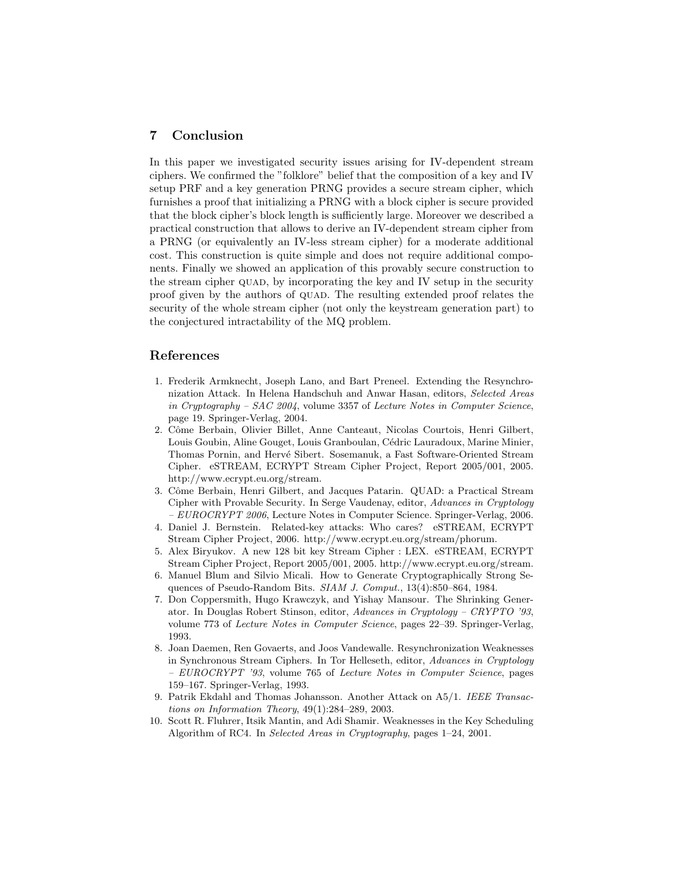## 7 Conclusion

In this paper we investigated security issues arising for IV-dependent stream ciphers. We confirmed the "folklore" belief that the composition of a key and IV setup PRF and a key generation PRNG provides a secure stream cipher, which furnishes a proof that initializing a PRNG with a block cipher is secure provided that the block cipher's block length is sufficiently large. Moreover we described a practical construction that allows to derive an IV-dependent stream cipher from a PRNG (or equivalently an IV-less stream cipher) for a moderate additional cost. This construction is quite simple and does not require additional components. Finally we showed an application of this provably secure construction to the stream cipher QUAD, by incorporating the key and IV setup in the security proof given by the authors of QUAD. The resulting extended proof relates the security of the whole stream cipher (not only the keystream generation part) to the conjectured intractability of the MQ problem.

## References

1. Frederik Armknecht, Joseph Lano, and Bart Preneel. Extending the Resynchronization Attack. In Helena Handschuh and Anwar Hasan, editors, *Selected Areas in Cryptography – SAC 2004*, volume 3357 of *Lecture Notes in Computer Science*, page 19. Springer-Verlag, 2004.
2. Côme Berbain, Olivier Billet, Anne Canteaut, Nicolas Courtois, Henri Gilbert, Louis Goubin, Aline Gouget, Louis Granboulan, Cédric Lauradoux, Marine Minier, Thomas Pornin, and Hervé Sibert. Sosemanuk, a Fast Software-Oriented Stream Cipher. eSTREAM, ECRYPT Stream Cipher Project, Report 2005/001, 2005. http://www.ecrypt.eu.org/stream.
3. Côme Berbain, Henri Gilbert, and Jacques Patarin. QUAD: a Practical Stream Cipher with Provable Security. In Serge Vaudenay, editor, *Advances in Cryptology – EUROCRYPT 2006*, Lecture Notes in Computer Science. Springer-Verlag, 2006.
4. Daniel J. Bernstein. Related-key attacks: Who cares? eSTREAM, ECRYPT Stream Cipher Project, 2006. http://www.ecrypt.eu.org/stream/phorum.
5. Alex Biryukov. A new 128 bit key Stream Cipher : LEX. eSTREAM, ECRYPT Stream Cipher Project, Report 2005/001, 2005. http://www.ecrypt.eu.org/stream.
6. Manuel Blum and Silvio Micali. How to Generate Cryptographically Strong Sequences of Pseudo-Random Bits. *SIAM J. Comput.*, 13(4):850–864, 1984.
7. Don Coppersmith, Hugo Krawczyk, and Yishay Mansour. The Shrinking Generator. In Douglas Robert Stinson, editor, *Advances in Cryptology – CRYPTO '93*, volume 773 of *Lecture Notes in Computer Science*, pages 22–39. Springer-Verlag, 1993.
8. Joan Daemen, Ren Govaerts, and Joos Vandewalle. Resynchronization Weaknesses in Synchronous Stream Ciphers. In Tor Helleseth, editor, *Advances in Cryptology – EUROCRYPT '93*, volume 765 of *Lecture Notes in Computer Science*, pages 159–167. Springer-Verlag, 1993.
9. Patrik Ekdahl and Thomas Johansson. Another Attack on A5/1. *IEEE Transactions on Information Theory*, 49(1):284–289, 2003.
10. Scott R. Fluhrer, Itsik Mantin, and Adi Shamir. Weaknesses in the Key Scheduling Algorithm of RC4. In *Selected Areas in Cryptography*, pages 1–24, 2001.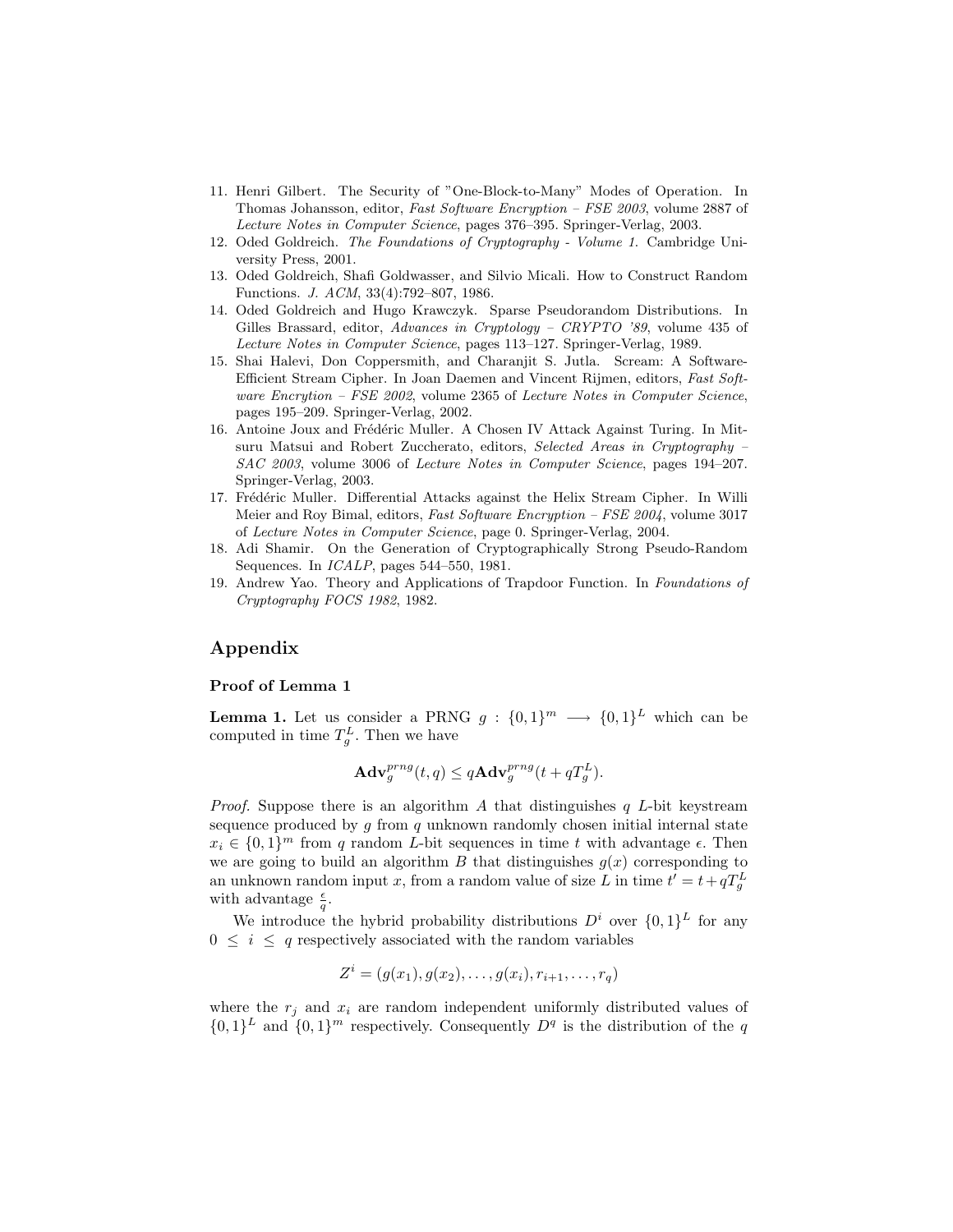11. Henri Gilbert. The Security of "One-Block-to-Many" Modes of Operation. In Thomas Johansson, editor, *Fast Software Encryption – FSE 2003*, volume 2887 of *Lecture Notes in Computer Science*, pages 376–395. Springer-Verlag, 2003.
12. Oded Goldreich. *The Foundations of Cryptography - Volume 1.* Cambridge University Press, 2001.
13. Oded Goldreich, Shafi Goldwasser, and Silvio Micali. How to Construct Random Functions. *J. ACM*, 33(4):792–807, 1986.
14. Oded Goldreich and Hugo Krawczyk. Sparse Pseudorandom Distributions. In Gilles Brassard, editor, *Advances in Cryptology – CRYPTO '89*, volume 435 of *Lecture Notes in Computer Science*, pages 113–127. Springer-Verlag, 1989.
15. Shai Halevi, Don Coppersmith, and Charanjit S. Jutla. Scream: A Software-Efficient Stream Cipher. In Joan Daemen and Vincent Rijmen, editors, *Fast Software Encrytion – FSE 2002*, volume 2365 of *Lecture Notes in Computer Science*, pages 195–209. Springer-Verlag, 2002.
16. Antoine Joux and Frédéric Muller. A Chosen IV Attack Against Turing. In Mitsuru Matsui and Robert Zuccherato, editors, *Selected Areas in Cryptography – SAC 2003*, volume 3006 of *Lecture Notes in Computer Science*, pages 194–207. Springer-Verlag, 2003.
17. Frédéric Muller. Differential Attacks against the Helix Stream Cipher. In Willi Meier and Roy Bimal, editors, *Fast Software Encryption – FSE 2004*, volume 3017 of *Lecture Notes in Computer Science*, page 0. Springer-Verlag, 2004.
18. Adi Shamir. On the Generation of Cryptographically Strong Pseudo-Random Sequences. In *ICALP*, pages 544–550, 1981.
19. Andrew Yao. Theory and Applications of Trapdoor Function. In *Foundations of Cryptography FOCS 1982*, 1982.

# Appendix

### Proof of Lemma 1

**Lemma 1.** Let us consider a PRNG $g : \{0,1\}^m \longrightarrow \{0,1\}^L$ which can be computed in time $T_g^L$. Then we have

$$\mathbf{Adv}_g^{prng}(t,q) \leq q\mathbf{Adv}_g^{prng}(t + qT_g^L).$$

*Proof.* Suppose there is an algorithm $A$ that distinguishes $q$ $L$-bit keystream sequence produced by $g$ from $q$ unknown randomly chosen initial internal state $x_i \in \{0,1\}^m$ from $q$ random $L$-bit sequences in time $t$ with advantage $\epsilon$. Then we are going to build an algorithm $B$ that distinguishes $g(x)$ corresponding to an unknown random input $x$, from a random value of size $L$ in time $t' = t + qT_g^L$ with advantage $\frac{\epsilon}{q}$.

We introduce the hybrid probability distributions $D^i$ over $\{0,1\}^L$ for any $0 \leq i \leq q$ respectively associated with the random variables

$$Z^i = (g(x_1), g(x_2), \dots, g(x_i), r_{i+1}, \dots, r_q)$$

where the $r_j$ and $x_i$ are random independent uniformly distributed values of $\{0,1\}^L$ and $\{0,1\}^m$ respectively. Consequently $D^q$ is the distribution of the $q$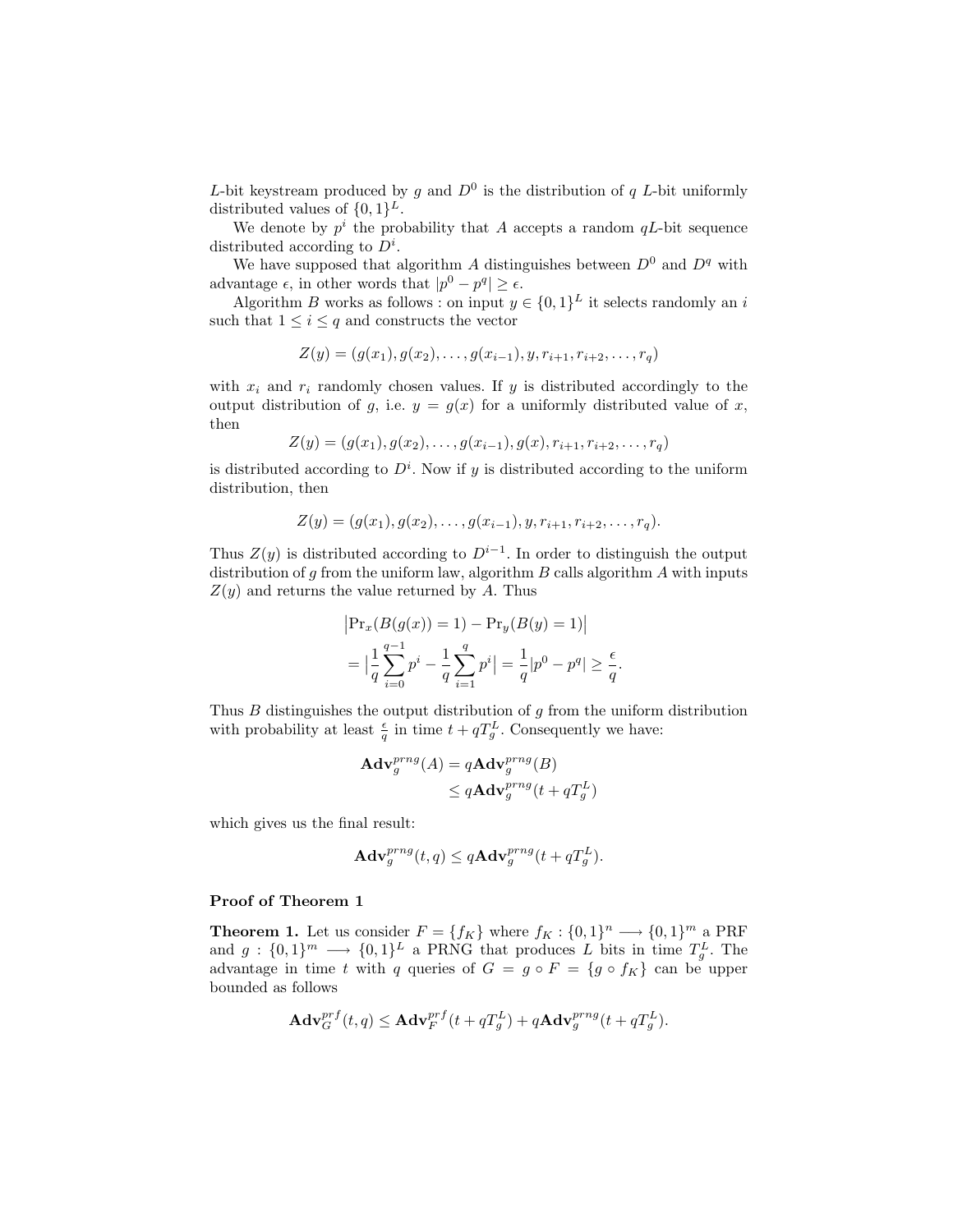$L$-bit keystream produced by $g$ and $D^0$ is the distribution of $q$ $L$-bit uniformly distributed values of $\{0,1\}^L$.

We denote by $p^i$ the probability that $A$ accepts a random $qL$-bit sequence distributed according to $D^i$.

We have supposed that algorithm $A$ distinguishes between $D^0$ and $D^q$ with advantage $\epsilon$, in other words that $|p^0 - p^q| \geq \epsilon$.

Algorithm $B$ works as follows : on input $y \in \{0,1\}^L$ it selects randomly an $i$ such that $1 \leq i \leq q$ and constructs the vector

$$Z(y) = (g(x_1), g(x_2), \ldots, g(x_{i-1}), y, r_{i+1}, r_{i+2}, \ldots, r_q)$$

with $x_i$ and $r_i$ randomly chosen values. If $y$ is distributed accordingly to the output distribution of $g$, i.e. $y = g(x)$ for a uniformly distributed value of $x$, then

$$Z(y) = (g(x_1), g(x_2), \ldots, g(x_{i-1}), g(x), r_{i+1}, r_{i+2}, \ldots, r_q)$$

is distributed according to $D^i$. Now if $y$ is distributed according to the uniform distribution, then

$$Z(y) = (g(x_1), g(x_2), \ldots, g(x_{i-1}), y, r_{i+1}, r_{i+2}, \ldots, r_q).$$

Thus $Z(y)$ is distributed according to $D^{i-1}$. In order to distinguish the output distribution of $g$ from the uniform law, algorithm $B$ calls algorithm $A$ with inputs $Z(y)$ and returns the value returned by $A$. Thus

$$\begin{aligned}
&\left|\Pr_x(B(g(x)) = 1) - \Pr_y(B(y) = 1)\right| \\
&= \Big|\frac{1}{q}\sum_{i=0}^{q-1} p^i - \frac{1}{q}\sum_{i=1}^{q} p^i\Big| = \frac{1}{q}|p^0 - p^q| \geq \frac{\epsilon}{q}.
\end{aligned}$$

Thus $B$ distinguishes the output distribution of $g$ from the uniform distribution with probability at least $\frac{\epsilon}{q}$ in time $t + qT_g^L$. Consequently we have:

$$\begin{aligned}
\mathbf{Adv}_g^{prng}(A) &= q\mathbf{Adv}_g^{prng}(B) \\
&\leq q\mathbf{Adv}_g^{prng}(t + qT_g^L)
\end{aligned}$$

which gives us the final result:

$$\mathbf{Adv}_g^{prng}(t, q) \leq q\mathbf{Adv}_g^{prng}(t + qT_g^L).$$

**Proof of Theorem 1**

**Theorem 1.** *Let us consider $F = \{f_K\}$ where $f_K : \{0,1\}^n \longrightarrow \{0,1\}^m$ a PRF and $g : \{0,1\}^m \longrightarrow \{0,1\}^L$ a PRNG that produces $L$ bits in time $T_g^L$. The advantage in time $t$ with $q$ queries of $G = g \circ F = \{g \circ f_K\}$ can be upper bounded as follows*

$$\mathbf{Adv}_G^{prf}(t, q) \leq \mathbf{Adv}_F^{prf}(t + qT_g^L) + q\mathbf{Adv}_g^{prng}(t + qT_g^L).$$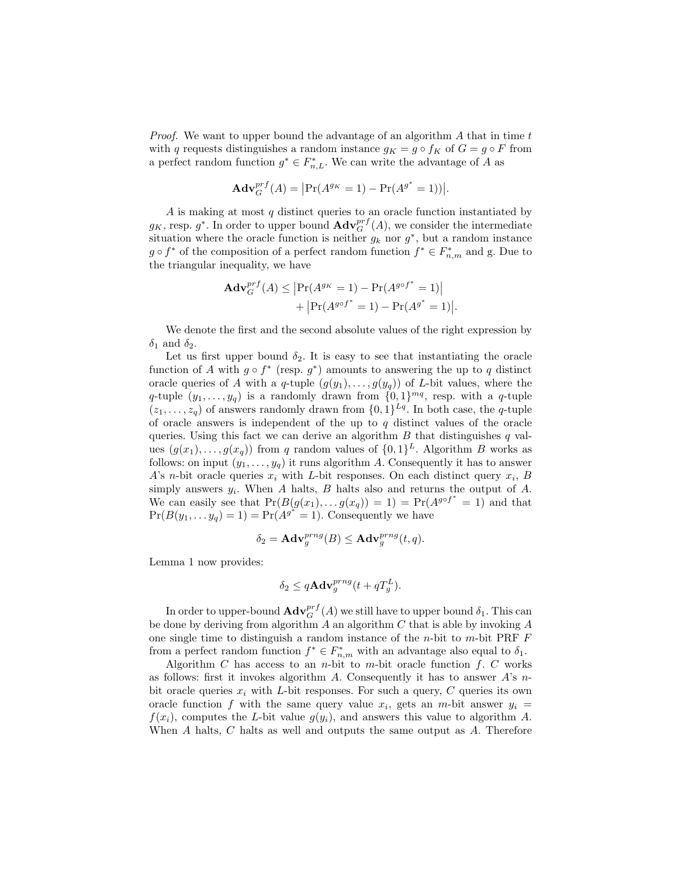*Proof.* We want to upper bound the advantage of an algorithm $A$ that in time $t$ with $q$ requests distinguishes a random instance $g_K = g \circ f_K$ of $G = g \circ F$ from a perfect random function $g^* \in F^*_{n,L}$. We can write the advantage of $A$ as

$$\mathbf{Adv}_G^{prf}(A) = \left|\Pr(A^{g_K} = 1) - \Pr(A^{g^*} = 1))\right|.$$

$A$ is making at most $q$ distinct queries to an oracle function instantiated by $g_K$, resp. $g^*$. In order to upper bound $\mathbf{Adv}_G^{prf}(A)$, we consider the intermediate situation where the oracle function is neither $g_k$ nor $g^*$, but a random instance $g \circ f^*$ of the composition of a perfect random function $f^* \in F^*_{n,m}$ and g. Due to the triangular inequality, we have

$$\begin{aligned}\mathbf{Adv}_G^{prf}(A) \leq &\left|\Pr(A^{g_K} = 1) - \Pr(A^{g \circ f^*} = 1)\right| \\ &+ \left|\Pr(A^{g \circ f^*} = 1) - \Pr(A^{g^*} = 1)\right|.\end{aligned}$$

We denote the first and the second absolute values of the right expression by $\delta_1$ and $\delta_2$.

Let us first upper bound $\delta_2$. It is easy to see that instantiating the oracle function of $A$ with $g \circ f^*$ (resp. $g^*$) amounts to answering the up to $q$ distinct oracle queries of $A$ with a $q$-tuple $(g(y_1), \ldots, g(y_q))$ of $L$-bit values, where the $q$-tuple $(y_1, \ldots, y_q)$ is a randomly drawn from $\{0,1\}^{mq}$, resp. with a $q$-tuple $(z_1, \ldots, z_q)$ of answers randomly drawn from $\{0,1\}^{Lq}$. In both case, the $q$-tuple of oracle answers is independent of the up to $q$ distinct values of the oracle queries. Using this fact we can derive an algorithm $B$ that distinguishes $q$ values $(g(x_1), \ldots, g(x_q))$ from $q$ random values of $\{0,1\}^L$. Algorithm $B$ works as follows: on input $(y_1, \ldots, y_q)$ it runs algorithm $A$. Consequently it has to answer $A$'s $n$-bit oracle queries $x_i$ with $L$-bit responses. On each distinct query $x_i$, $B$ simply answers $y_i$. When $A$ halts, $B$ halts also and returns the output of $A$. We can easily see that $\Pr(B(g(x_1), \ldots g(x_q)) = 1) = \Pr(A^{g \circ f^*} = 1)$ and that $\Pr(B(y_1, \ldots y_q) = 1) = \Pr(A^{g^*} = 1)$. Consequently we have

$$\delta_2 = \mathbf{Adv}_g^{prng}(B) \leq \mathbf{Adv}_g^{prng}(t, q).$$

Lemma 1 now provides:

$$\delta_2 \leq q\mathbf{Adv}_g^{prng}(t + qT_g^L).$$

In order to upper-bound $\mathbf{Adv}_G^{prf}(A)$ we still have to upper bound $\delta_1$. This can be done by deriving from algorithm $A$ an algorithm $C$ that is able by invoking $A$ one single time to distinguish a random instance of the $n$-bit to $m$-bit PRF $F$ from a perfect random function $f^* \in F^*_{n,m}$ with an advantage also equal to $\delta_1$.

Algorithm $C$ has access to an $n$-bit to $m$-bit oracle function $f$. $C$ works as follows: first it invokes algorithm $A$. Consequently it has to answer $A$'s $n$-bit oracle queries $x_i$ with $L$-bit responses. For such a query, $C$ queries its own oracle function $f$ with the same query value $x_i$, gets an $m$-bit answer $y_i = f(x_i)$, computes the $L$-bit value $g(y_i)$, and answers this value to algorithm $A$. When $A$ halts, $C$ halts as well and outputs the same output as $A$. Therefore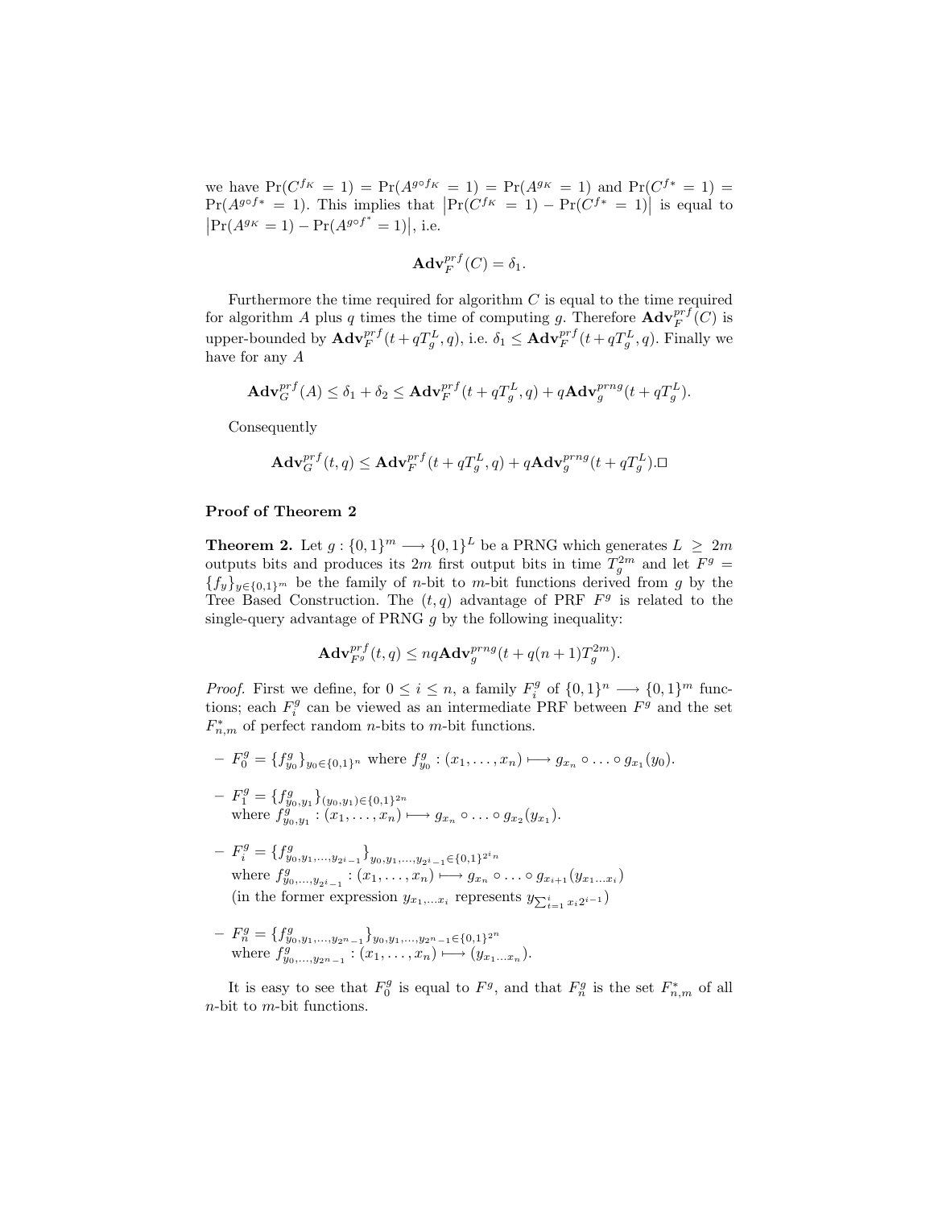we have $\Pr(C^{f_K} = 1) = \Pr(A^{g \circ f_K} = 1) = \Pr(A^{g_K} = 1)$ and $\Pr(C^{f^*} = 1) = \Pr(A^{g \circ f^*} = 1)$. This implies that $\left|\Pr(C^{f_K} = 1) - \Pr(C^{f^*} = 1)\right|$ is equal to $\left|\Pr(A^{g_K} = 1) - \Pr(A^{g \circ f^*} = 1)\right|$, i.e.

$$\mathbf{Adv}_F^{prf}(C) = \delta_1.$$

Furthermore the time required for algorithm $C$ is equal to the time required for algorithm $A$ plus $q$ times the time of computing $g$. Therefore $\mathbf{Adv}_F^{prf}(C)$ is upper-bounded by $\mathbf{Adv}_F^{prf}(t + qT_g^L, q)$, i.e. $\delta_1 \leq \mathbf{Adv}_F^{prf}(t + qT_g^L, q)$. Finally we have for any $A$

$$\mathbf{Adv}_G^{prf}(A) \leq \delta_1 + \delta_2 \leq \mathbf{Adv}_F^{prf}(t + qT_g^L, q) + q\mathbf{Adv}_g^{prng}(t + qT_g^L).$$

Consequently

$$\mathbf{Adv}_G^{prf}(t, q) \leq \mathbf{Adv}_F^{prf}(t + qT_g^L, q) + q\mathbf{Adv}_g^{prng}(t + qT_g^L).\square$$

**Proof of Theorem 2**

**Theorem 2.** Let $g : \{0,1\}^m \longrightarrow \{0,1\}^L$ be a PRNG which generates $L \geq 2m$ outputs bits and produces its $2m$ first output bits in time $T_g^{2m}$ and let $F^g = \{f_y\}_{y \in \{0,1\}^m}$ be the family of $n$-bit to $m$-bit functions derived from $g$ by the Tree Based Construction. The $(t, q)$ advantage of PRF $F^g$ is related to the single-query advantage of PRNG $g$ by the following inequality:

$$\mathbf{Adv}_{F^g}^{prf}(t, q) \leq nq\mathbf{Adv}_g^{prng}(t + q(n+1)T_g^{2m}).$$

*Proof.* First we define, for $0 \leq i \leq n$, a family $F_i^g$ of $\{0,1\}^n \longrightarrow \{0,1\}^m$ functions; each $F_i^g$ can be viewed as an intermediate PRF between $F^g$ and the set $F_{n,m}^*$ of perfect random $n$-bits to $m$-bit functions.

- $F_0^g = \{f_{y_0}^g\}_{y_0 \in \{0,1\}^n}$ where $f_{y_0}^g : (x_1, \ldots, x_n) \longmapsto g_{x_n} \circ \ldots \circ g_{x_1}(y_0)$.
- $F_1^g = \{f_{y_0,y_1}^g\}_{(y_0,y_1) \in \{0,1\}^{2n}}$
  where $f_{y_0,y_1}^g : (x_1, \ldots, x_n) \longmapsto g_{x_n} \circ \ldots \circ g_{x_2}(y_{x_1})$.
- $F_i^g = \{f_{y_0,y_1,\ldots,y_{2^i-1}}^g\}_{y_0,y_1,\ldots,y_{2^i-1} \in \{0,1\}^{2^i n}}$
  where $f_{y_0,\ldots,y_{2^i-1}}^g : (x_1, \ldots, x_n) \longmapsto g_{x_n} \circ \ldots \circ g_{x_{i+1}}(y_{x_1 \ldots x_i})$
  (in the former expression $y_{x_1,\ldots x_i}$ represents $y_{\sum_{t=1}^{i} x_i 2^{i-1}}$)
- $F_n^g = \{f_{y_0,y_1,\ldots,y_{2^n-1}}^g\}_{y_0,y_1,\ldots,y_{2^n-1} \in \{0,1\}^{2^n}}$
  where $f_{y_0,\ldots,y_{2^n-1}}^g : (x_1, \ldots, x_n) \longmapsto (y_{x_1 \ldots x_n})$.

It is easy to see that $F_0^g$ is equal to $F^g$, and that $F_n^g$ is the set $F_{n,m}^*$ of all $n$-bit to $m$-bit functions.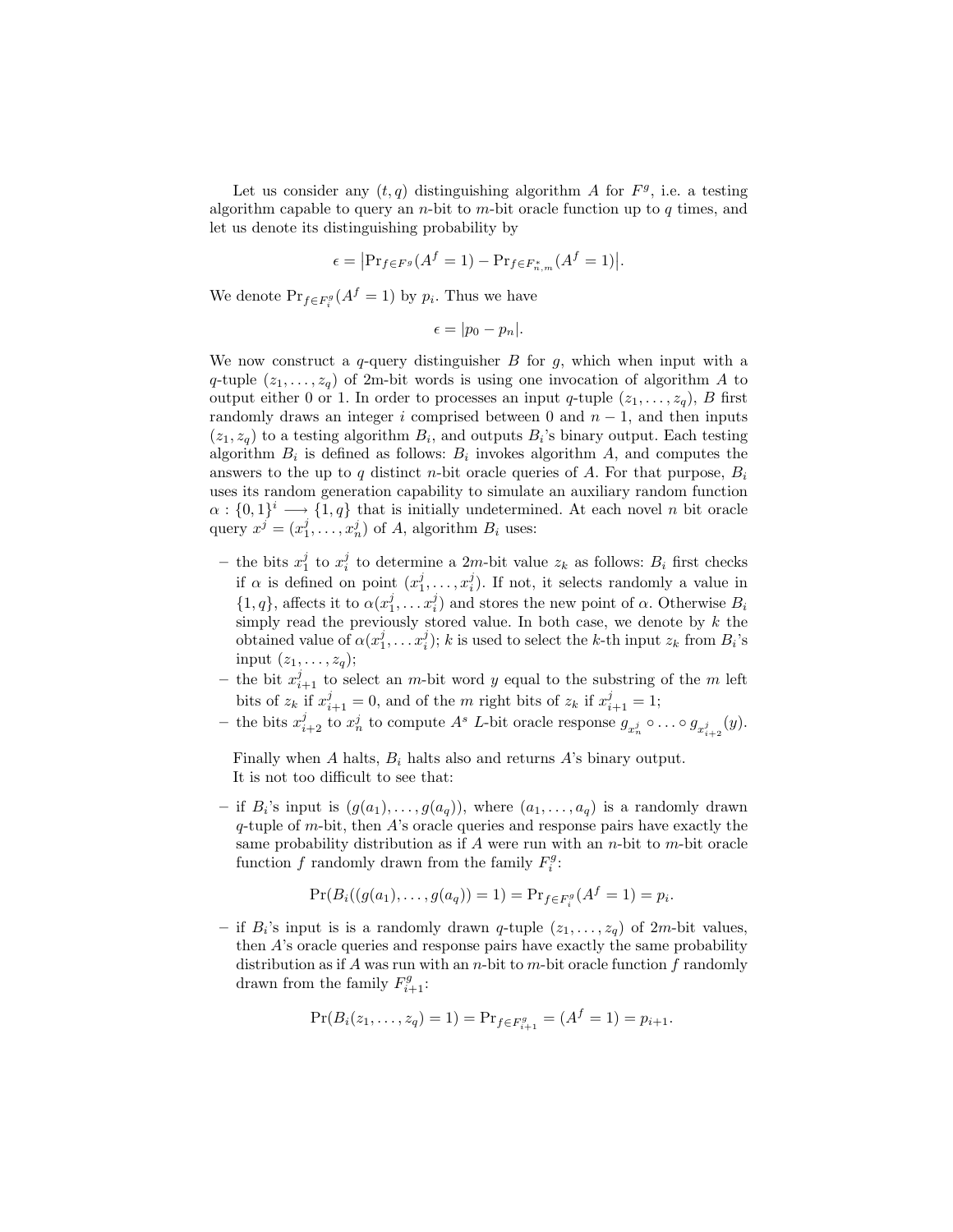Let us consider any $(t, q)$ distinguishing algorithm $A$ for $F^g$, i.e. a testing algorithm capable to query an $n$-bit to $m$-bit oracle function up to $q$ times, and let us denote its distinguishing probability by

$$\epsilon = \left|\Pr_{f \in F^g}(A^f = 1) - \Pr_{f \in F^*_{n,m}}(A^f = 1)\right|.$$

We denote $\Pr_{f \in F^g_i}(A^f = 1)$ by $p_i$. Thus we have

$$\epsilon = |p_0 - p_n|.$$

We now construct a $q$-query distinguisher $B$ for $g$, which when input with a $q$-tuple $(z_1, \ldots, z_q)$ of 2m-bit words is using one invocation of algorithm $A$ to output either 0 or 1. In order to processes an input $q$-tuple $(z_1, \ldots, z_q)$, $B$ first randomly draws an integer $i$ comprised between 0 and $n-1$, and then inputs $(z_1, z_q)$ to a testing algorithm $B_i$, and outputs $B_i$'s binary output. Each testing algorithm $B_i$ is defined as follows: $B_i$ invokes algorithm $A$, and computes the answers to the up to $q$ distinct $n$-bit oracle queries of $A$. For that purpose, $B_i$ uses its random generation capability to simulate an auxiliary random function $\alpha : \{0,1\}^i \longrightarrow \{1, q\}$ that is initially undetermined. At each novel $n$ bit oracle query $x^j = (x^j_1, \ldots, x^j_n)$ of $A$, algorithm $B_i$ uses:

- the bits $x^j_1$ to $x^j_i$ to determine a $2m$-bit value $z_k$ as follows: $B_i$ first checks if $\alpha$ is defined on point $(x^j_1, \ldots, x^j_i)$. If not, it selects randomly a value in $\{1, q\}$, affects it to $\alpha(x^j_1, \ldots x^j_i)$ and stores the new point of $\alpha$. Otherwise $B_i$ simply read the previously stored value. In both case, we denote by $k$ the obtained value of $\alpha(x^j_1, \ldots x^j_i)$; $k$ is used to select the $k$-th input $z_k$ from $B_i$'s input $(z_1, \ldots, z_q)$;
- the bit $x^j_{i+1}$ to select an $m$-bit word $y$ equal to the substring of the $m$ left bits of $z_k$ if $x^j_{i+1} = 0$, and of the $m$ right bits of $z_k$ if $x^j_{i+1} = 1$;
- the bits $x^j_{i+2}$ to $x^j_n$ to compute $A^s$ $L$-bit oracle response $g_{x^j_n} \circ \ldots \circ g_{x^j_{i+2}}(y)$.

Finally when $A$ halts, $B_i$ halts also and returns $A$'s binary output.
It is not too difficult to see that:

- if $B_i$'s input is $(g(a_1), \ldots, g(a_q))$, where $(a_1, \ldots, a_q)$ is a randomly drawn $q$-tuple of $m$-bit, then $A$'s oracle queries and response pairs have exactly the same probability distribution as if $A$ were run with an $n$-bit to $m$-bit oracle function $f$ randomly drawn from the family $F^g_i$:

$$\Pr(B_i((g(a_1), \ldots, g(a_q)) = 1) = \Pr_{f \in F^g_i}(A^f = 1) = p_i.$$

- if $B_i$'s input is is a randomly drawn $q$-tuple $(z_1, \ldots, z_q)$ of $2m$-bit values, then $A$'s oracle queries and response pairs have exactly the same probability distribution as if $A$ was run with an $n$-bit to $m$-bit oracle function $f$ randomly drawn from the family $F^g_{i+1}$:

$$\Pr(B_i(z_1, \ldots, z_q) = 1) = \Pr_{f \in F^g_{i+1}} = (A^f = 1) = p_{i+1}.$$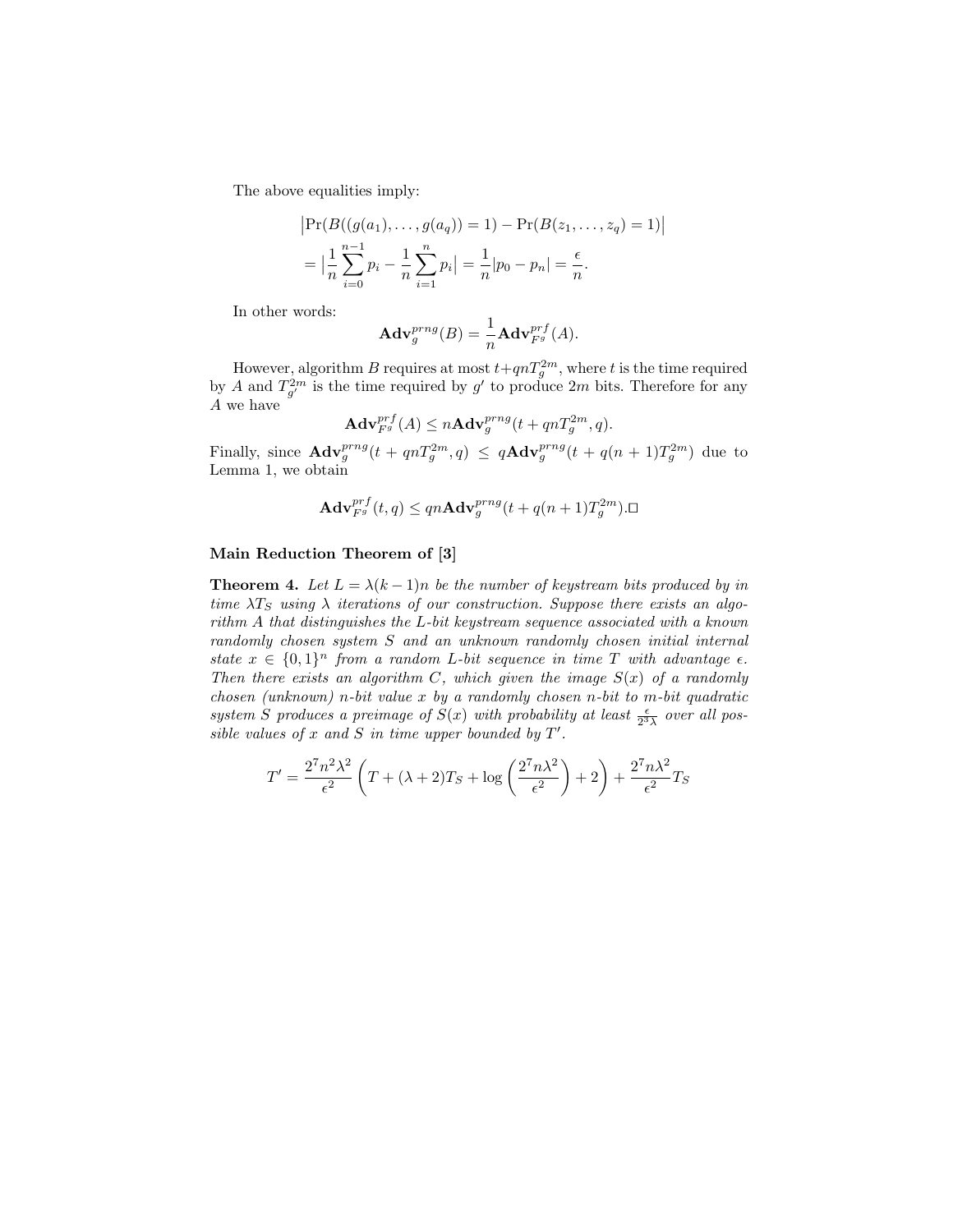The above equalities imply:

$$
\begin{aligned}
&\left|\Pr(B((g(a_1),\ldots,g(a_q))=1)-\Pr(B(z_1,\ldots,z_q)=1)\right| \\
&=\big|\frac{1}{n}\sum_{i=0}^{n-1}p_i-\frac{1}{n}\sum_{i=1}^{n}p_i\big|=\frac{1}{n}|p_0-p_n|=\frac{\epsilon}{n}.
\end{aligned}
$$

In other words:

$$
\mathbf{Adv}_g^{prng}(B)=\frac{1}{n}\mathbf{Adv}_{F^g}^{prf}(A).
$$

However, algorithm $B$ requires at most $t+qnT_g^{2m}$, where $t$ is the time required by $A$ and $T_{g'}^{2m}$ is the time required by $g'$ to produce $2m$ bits. Therefore for any $A$ we have

$$
\mathbf{Adv}_{F^g}^{prf}(A)\leq n\mathbf{Adv}_g^{prng}(t+qnT_g^{2m},q).
$$

Finally, since $\mathbf{Adv}_g^{prng}(t+qnT_g^{2m},q)\leq q\mathbf{Adv}_g^{prng}(t+q(n+1)T_g^{2m})$ due to Lemma 1, we obtain

$$
\mathbf{Adv}_{F^g}^{prf}(t,q)\leq qn\mathbf{Adv}_g^{prng}(t+q(n+1)T_g^{2m}).\square
$$

**Main Reduction Theorem of [3]**

**Theorem 4.** *Let $L=\lambda(k-1)n$ be the number of keystream bits produced by in time $\lambda T_S$ using $\lambda$ iterations of our construction. Suppose there exists an algorithm $A$ that distinguishes the $L$-bit keystream sequence associated with a known randomly chosen system $S$ and an unknown randomly chosen initial internal state $x\in\{0,1\}^n$ from a random $L$-bit sequence in time $T$ with advantage $\epsilon$. Then there exists an algorithm $C$, which given the image $S(x)$ of a randomly chosen (unknown) $n$-bit value $x$ by a randomly chosen $n$-bit to $m$-bit quadratic system $S$ produces a preimage of $S(x)$ with probability at least $\frac{\epsilon}{2^3\lambda}$ over all possible values of $x$ and $S$ in time upper bounded by $T'$.*

$$
T'=\frac{2^7n^2\lambda^2}{\epsilon^2}\left(T+(\lambda+2)T_S+\log\left(\frac{2^7n\lambda^2}{\epsilon^2}\right)+2\right)+\frac{2^7n\lambda^2}{\epsilon^2}T_S
$$